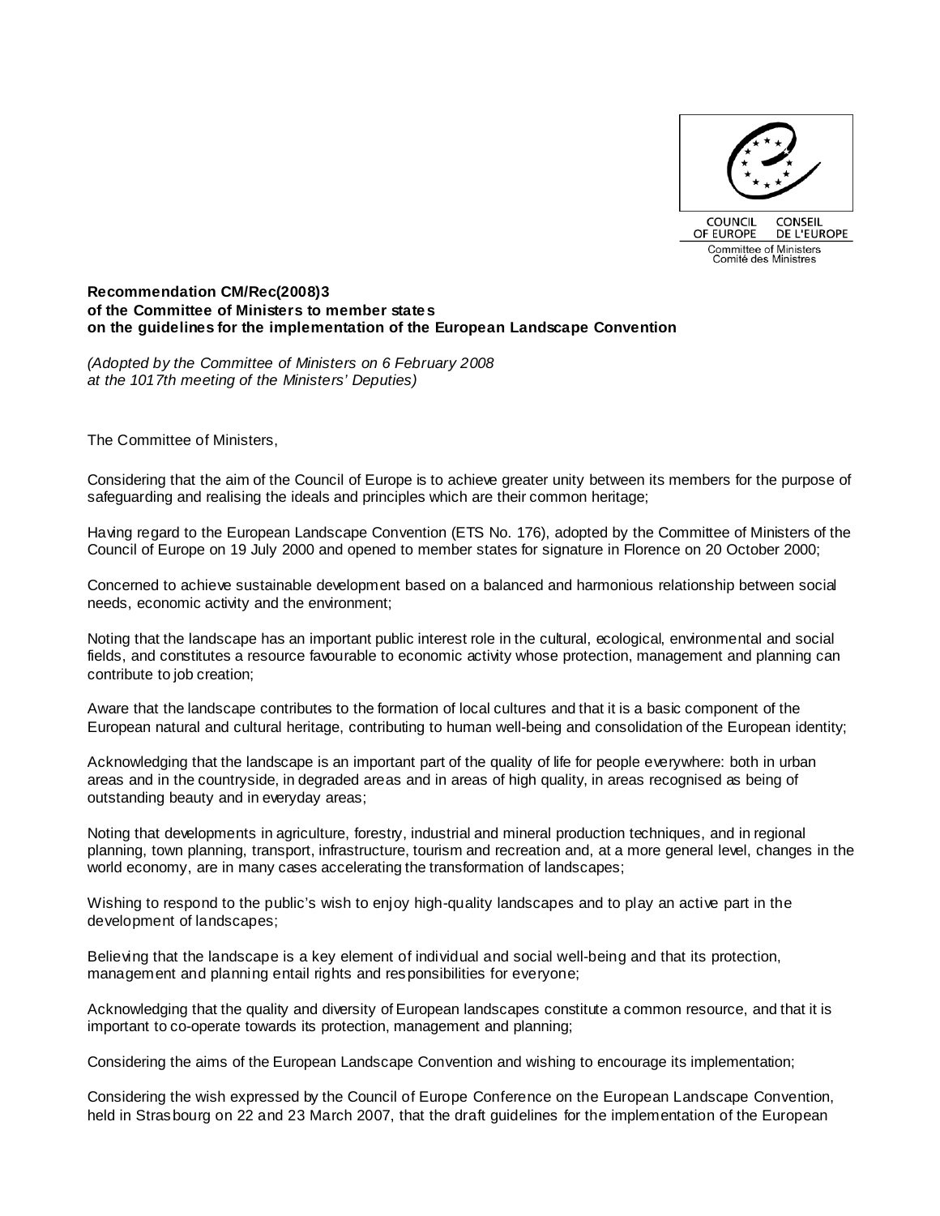COUNCIL OF EUROPE CONSEIL DE L'EUROPE

Committee of Ministers
Comité des Ministres

**Recommendation CM/Rec(2008)3**
**of the Committee of Ministers to member states**
**on the guidelines for the implementation of the European Landscape Convention**

*(Adopted by the Committee of Ministers on 6 February 2008*
*at the 1017th meeting of the Ministers' Deputies)*

The Committee of Ministers,

Considering that the aim of the Council of Europe is to achieve greater unity between its members for the purpose of safeguarding and realising the ideals and principles which are their common heritage;

Having regard to the European Landscape Convention (ETS No. 176), adopted by the Committee of Ministers of the Council of Europe on 19 July 2000 and opened to member states for signature in Florence on 20 October 2000;

Concerned to achieve sustainable development based on a balanced and harmonious relationship between social needs, economic activity and the environment;

Noting that the landscape has an important public interest role in the cultural, ecological, environmental and social fields, and constitutes a resource favourable to economic activity whose protection, management and planning can contribute to job creation;

Aware that the landscape contributes to the formation of local cultures and that it is a basic component of the European natural and cultural heritage, contributing to human well-being and consolidation of the European identity;

Acknowledging that the landscape is an important part of the quality of life for people everywhere: both in urban areas and in the countryside, in degraded areas and in areas of high quality, in areas recognised as being of outstanding beauty and in everyday areas;

Noting that developments in agriculture, forestry, industrial and mineral production techniques, and in regional planning, town planning, transport, infrastructure, tourism and recreation and, at a more general level, changes in the world economy, are in many cases accelerating the transformation of landscapes;

Wishing to respond to the public's wish to enjoy high-quality landscapes and to play an active part in the development of landscapes;

Believing that the landscape is a key element of individual and social well-being and that its protection, management and planning entail rights and responsibilities for everyone;

Acknowledging that the quality and diversity of European landscapes constitute a common resource, and that it is important to co-operate towards its protection, management and planning;

Considering the aims of the European Landscape Convention and wishing to encourage its implementation;

Considering the wish expressed by the Council of Europe Conference on the European Landscape Convention, held in Strasbourg on 22 and 23 March 2007, that the draft guidelines for the implementation of the European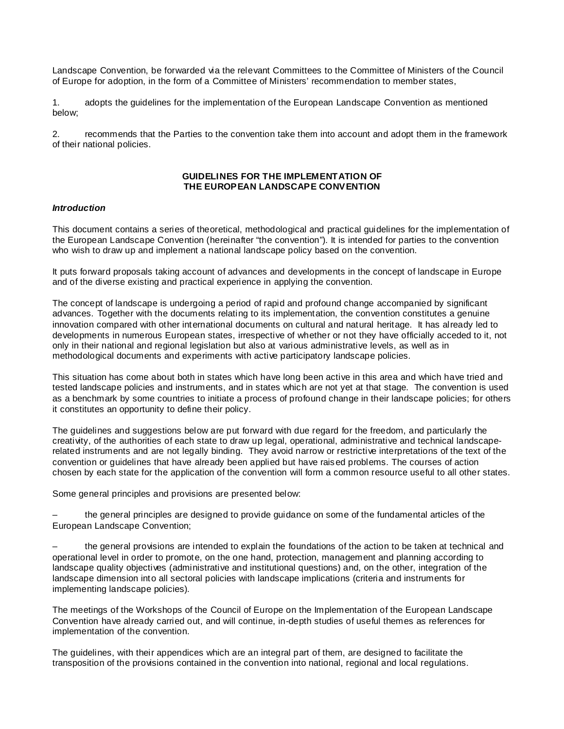Landscape Convention, be forwarded via the relevant Committees to the Committee of Ministers of the Council of Europe for adoption, in the form of a Committee of Ministers' recommendation to member states,

1. adopts the guidelines for the implementation of the European Landscape Convention as mentioned below;

2. recommends that the Parties to the convention take them into account and adopt them in the framework of their national policies.

**GUIDELINES FOR THE IMPLEMENTATION OF THE EUROPEAN LANDSCAPE CONVENTION**

***Introduction***

This document contains a series of theoretical, methodological and practical guidelines for the implementation of the European Landscape Convention (hereinafter "the convention"). It is intended for parties to the convention who wish to draw up and implement a national landscape policy based on the convention.

It puts forward proposals taking account of advances and developments in the concept of landscape in Europe and of the diverse existing and practical experience in applying the convention.

The concept of landscape is undergoing a period of rapid and profound change accompanied by significant advances. Together with the documents relating to its implementation, the convention constitutes a genuine innovation compared with other international documents on cultural and natural heritage. It has already led to developments in numerous European states, irrespective of whether or not they have officially acceded to it, not only in their national and regional legislation but also at various administrative levels, as well as in methodological documents and experiments with active participatory landscape policies.

This situation has come about both in states which have long been active in this area and which have tried and tested landscape policies and instruments, and in states which are not yet at that stage. The convention is used as a benchmark by some countries to initiate a process of profound change in their landscape policies; for others it constitutes an opportunity to define their policy.

The guidelines and suggestions below are put forward with due regard for the freedom, and particularly the creativity, of the authorities of each state to draw up legal, operational, administrative and technical landscape-related instruments and are not legally binding. They avoid narrow or restrictive interpretations of the text of the convention or guidelines that have already been applied but have raised problems. The courses of action chosen by each state for the application of the convention will form a common resource useful to all other states.

Some general principles and provisions are presented below:

– the general principles are designed to provide guidance on some of the fundamental articles of the European Landscape Convention;

– the general provisions are intended to explain the foundations of the action to be taken at technical and operational level in order to promote, on the one hand, protection, management and planning according to landscape quality objectives (administrative and institutional questions) and, on the other, integration of the landscape dimension into all sectoral policies with landscape implications (criteria and instruments for implementing landscape policies).

The meetings of the Workshops of the Council of Europe on the Implementation of the European Landscape Convention have already carried out, and will continue, in-depth studies of useful themes as references for implementation of the convention.

The guidelines, with their appendices which are an integral part of them, are designed to facilitate the transposition of the provisions contained in the convention into national, regional and local regulations.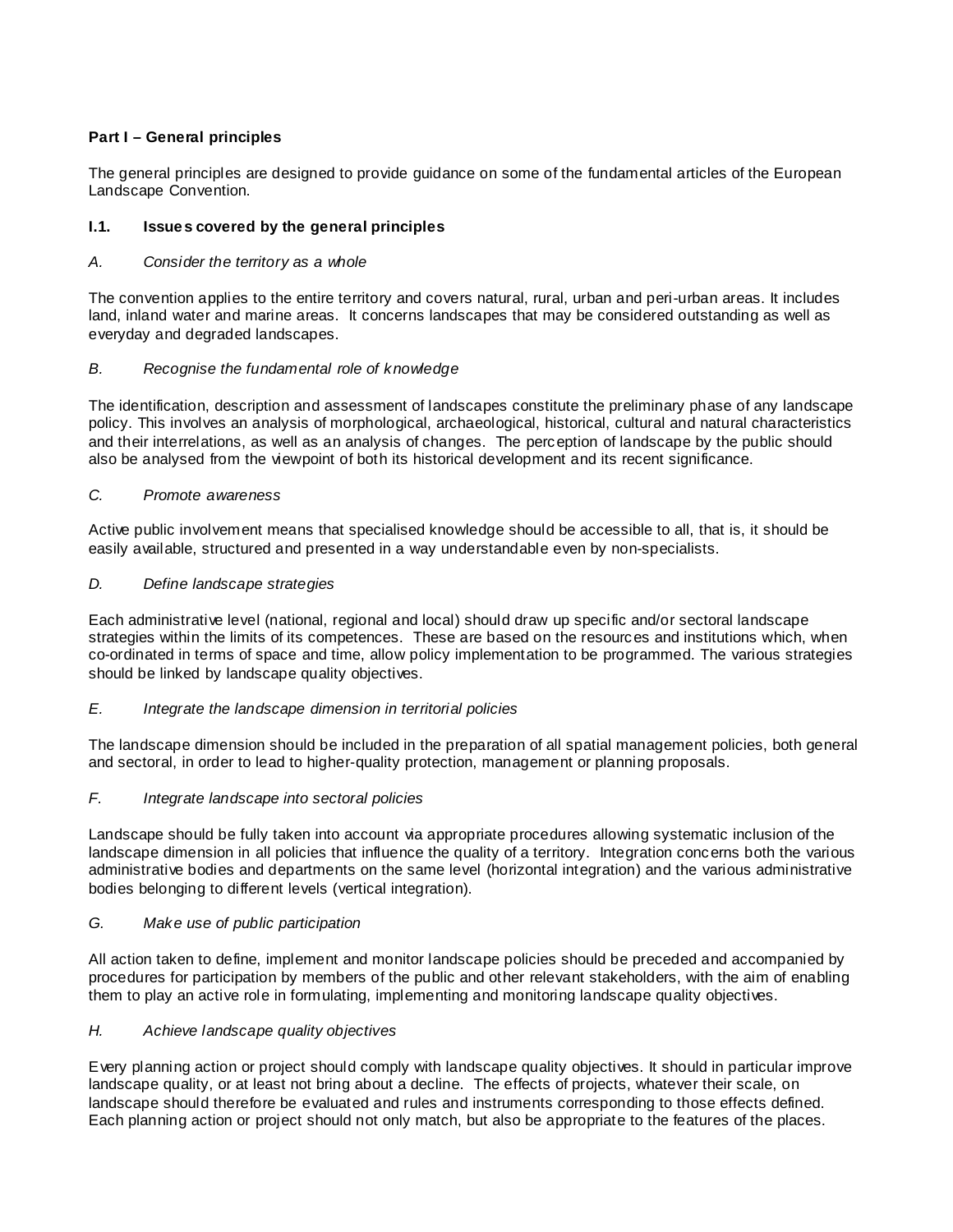**Part I – General principles**

The general principles are designed to provide guidance on some of the fundamental articles of the European Landscape Convention.

### I.1. Issues covered by the general principles

*A. Consider the territory as a whole*

The convention applies to the entire territory and covers natural, rural, urban and peri-urban areas. It includes land, inland water and marine areas. It concerns landscapes that may be considered outstanding as well as everyday and degraded landscapes.

*B. Recognise the fundamental role of knowledge*

The identification, description and assessment of landscapes constitute the preliminary phase of any landscape policy. This involves an analysis of morphological, archaeological, historical, cultural and natural characteristics and their interrelations, as well as an analysis of changes. The perception of landscape by the public should also be analysed from the viewpoint of both its historical development and its recent significance.

*C. Promote awareness*

Active public involvement means that specialised knowledge should be accessible to all, that is, it should be easily available, structured and presented in a way understandable even by non-specialists.

*D. Define landscape strategies*

Each administrative level (national, regional and local) should draw up specific and/or sectoral landscape strategies within the limits of its competences. These are based on the resources and institutions which, when co-ordinated in terms of space and time, allow policy implementation to be programmed. The various strategies should be linked by landscape quality objectives.

*E. Integrate the landscape dimension in territorial policies*

The landscape dimension should be included in the preparation of all spatial management policies, both general and sectoral, in order to lead to higher-quality protection, management or planning proposals.

*F. Integrate landscape into sectoral policies*

Landscape should be fully taken into account via appropriate procedures allowing systematic inclusion of the landscape dimension in all policies that influence the quality of a territory. Integration concerns both the various administrative bodies and departments on the same level (horizontal integration) and the various administrative bodies belonging to different levels (vertical integration).

*G. Make use of public participation*

All action taken to define, implement and monitor landscape policies should be preceded and accompanied by procedures for participation by members of the public and other relevant stakeholders, with the aim of enabling them to play an active role in formulating, implementing and monitoring landscape quality objectives.

*H. Achieve landscape quality objectives*

Every planning action or project should comply with landscape quality objectives. It should in particular improve landscape quality, or at least not bring about a decline. The effects of projects, whatever their scale, on landscape should therefore be evaluated and rules and instruments corresponding to those effects defined. Each planning action or project should not only match, but also be appropriate to the features of the places.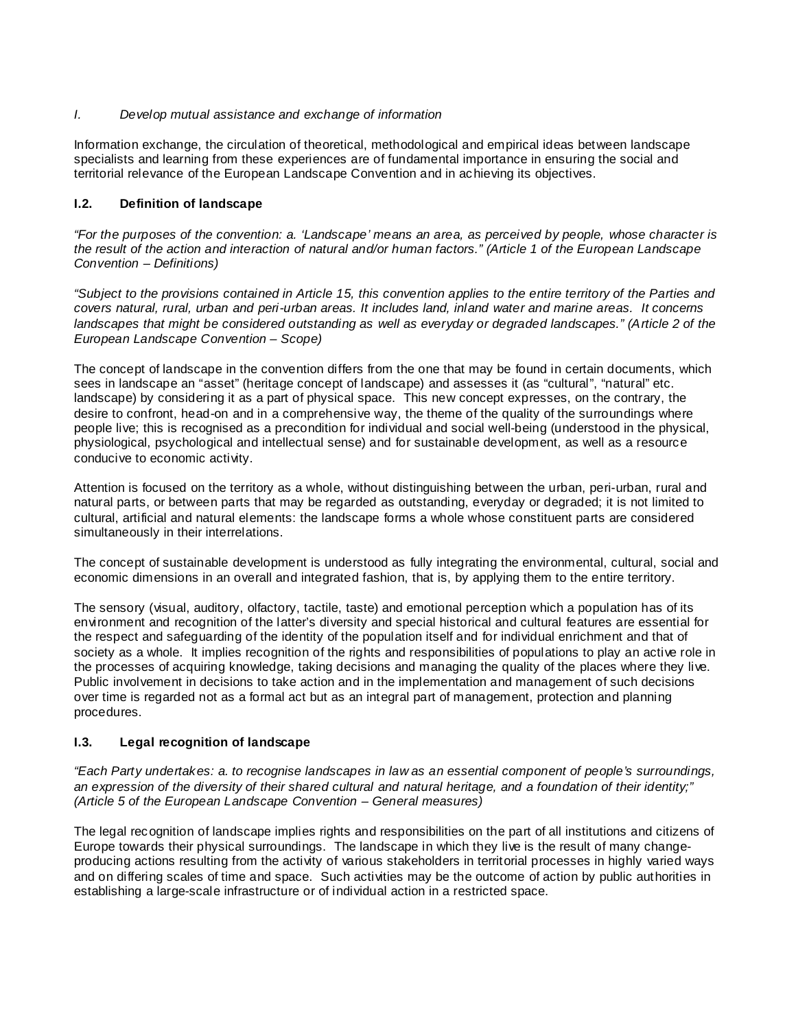*I. Develop mutual assistance and exchange of information*

Information exchange, the circulation of theoretical, methodological and empirical ideas between landscape specialists and learning from these experiences are of fundamental importance in ensuring the social and territorial relevance of the European Landscape Convention and in achieving its objectives.

### I.2. Definition of landscape

*"For the purposes of the convention: a. 'Landscape' means an area, as perceived by people, whose character is the result of the action and interaction of natural and/or human factors." (Article 1 of the European Landscape Convention – Definitions)*

*"Subject to the provisions contained in Article 15, this convention applies to the entire territory of the Parties and covers natural, rural, urban and peri-urban areas. It includes land, inland water and marine areas. It concerns landscapes that might be considered outstanding as well as everyday or degraded landscapes." (Article 2 of the European Landscape Convention – Scope)*

The concept of landscape in the convention differs from the one that may be found in certain documents, which sees in landscape an "asset" (heritage concept of landscape) and assesses it (as "cultural", "natural" etc. landscape) by considering it as a part of physical space. This new concept expresses, on the contrary, the desire to confront, head-on and in a comprehensive way, the theme of the quality of the surroundings where people live; this is recognised as a precondition for individual and social well-being (understood in the physical, physiological, psychological and intellectual sense) and for sustainable development, as well as a resource conducive to economic activity.

Attention is focused on the territory as a whole, without distinguishing between the urban, peri-urban, rural and natural parts, or between parts that may be regarded as outstanding, everyday or degraded; it is not limited to cultural, artificial and natural elements: the landscape forms a whole whose constituent parts are considered simultaneously in their interrelations.

The concept of sustainable development is understood as fully integrating the environmental, cultural, social and economic dimensions in an overall and integrated fashion, that is, by applying them to the entire territory.

The sensory (visual, auditory, olfactory, tactile, taste) and emotional perception which a population has of its environment and recognition of the latter's diversity and special historical and cultural features are essential for the respect and safeguarding of the identity of the population itself and for individual enrichment and that of society as a whole. It implies recognition of the rights and responsibilities of populations to play an active role in the processes of acquiring knowledge, taking decisions and managing the quality of the places where they live. Public involvement in decisions to take action and in the implementation and management of such decisions over time is regarded not as a formal act but as an integral part of management, protection and planning procedures.

### I.3. Legal recognition of landscape

*"Each Party undertakes: a. to recognise landscapes in law as an essential component of people's surroundings, an expression of the diversity of their shared cultural and natural heritage, and a foundation of their identity;" (Article 5 of the European Landscape Convention – General measures)*

The legal recognition of landscape implies rights and responsibilities on the part of all institutions and citizens of Europe towards their physical surroundings. The landscape in which they live is the result of many change-producing actions resulting from the activity of various stakeholders in territorial processes in highly varied ways and on differing scales of time and space. Such activities may be the outcome of action by public authorities in establishing a large-scale infrastructure or of individual action in a restricted space.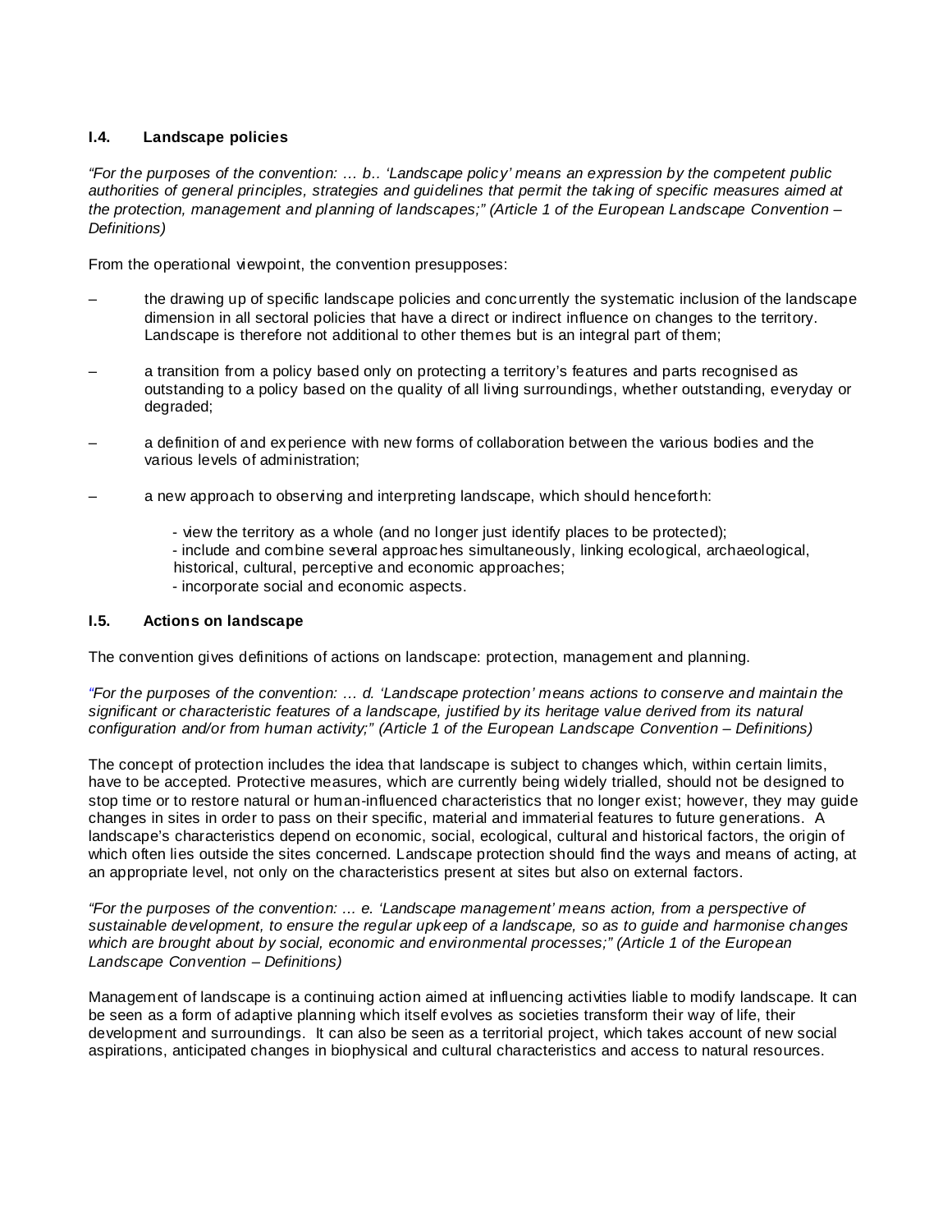### I.4. Landscape policies

*"For the purposes of the convention: … b.. 'Landscape policy' means an expression by the competent public authorities of general principles, strategies and guidelines that permit the taking of specific measures aimed at the protection, management and planning of landscapes;" (Article 1 of the European Landscape Convention – Definitions)*

From the operational viewpoint, the convention presupposes:

– the drawing up of specific landscape policies and concurrently the systematic inclusion of the landscape dimension in all sectoral policies that have a direct or indirect influence on changes to the territory. Landscape is therefore not additional to other themes but is an integral part of them;

– a transition from a policy based only on protecting a territory's features and parts recognised as outstanding to a policy based on the quality of all living surroundings, whether outstanding, everyday or degraded;

– a definition of and experience with new forms of collaboration between the various bodies and the various levels of administration;

– a new approach to observing and interpreting landscape, which should henceforth:

  - view the territory as a whole (and no longer just identify places to be protected);
  - include and combine several approaches simultaneously, linking ecological, archaeological, historical, cultural, perceptive and economic approaches;
  - incorporate social and economic aspects.

### I.5. Actions on landscape

The convention gives definitions of actions on landscape: protection, management and planning.

*"For the purposes of the convention: … d. 'Landscape protection' means actions to conserve and maintain the significant or characteristic features of a landscape, justified by its heritage value derived from its natural configuration and/or from human activity;" (Article 1 of the European Landscape Convention – Definitions)*

The concept of protection includes the idea that landscape is subject to changes which, within certain limits, have to be accepted. Protective measures, which are currently being widely trialled, should not be designed to stop time or to restore natural or human-influenced characteristics that no longer exist; however, they may guide changes in sites in order to pass on their specific, material and immaterial features to future generations. A landscape's characteristics depend on economic, social, ecological, cultural and historical factors, the origin of which often lies outside the sites concerned. Landscape protection should find the ways and means of acting, at an appropriate level, not only on the characteristics present at sites but also on external factors.

*"For the purposes of the convention: ... e. 'Landscape management' means action, from a perspective of sustainable development, to ensure the regular upkeep of a landscape, so as to guide and harmonise changes which are brought about by social, economic and environmental processes;" (Article 1 of the European Landscape Convention – Definitions)*

Management of landscape is a continuing action aimed at influencing activities liable to modify landscape. It can be seen as a form of adaptive planning which itself evolves as societies transform their way of life, their development and surroundings. It can also be seen as a territorial project, which takes account of new social aspirations, anticipated changes in biophysical and cultural characteristics and access to natural resources.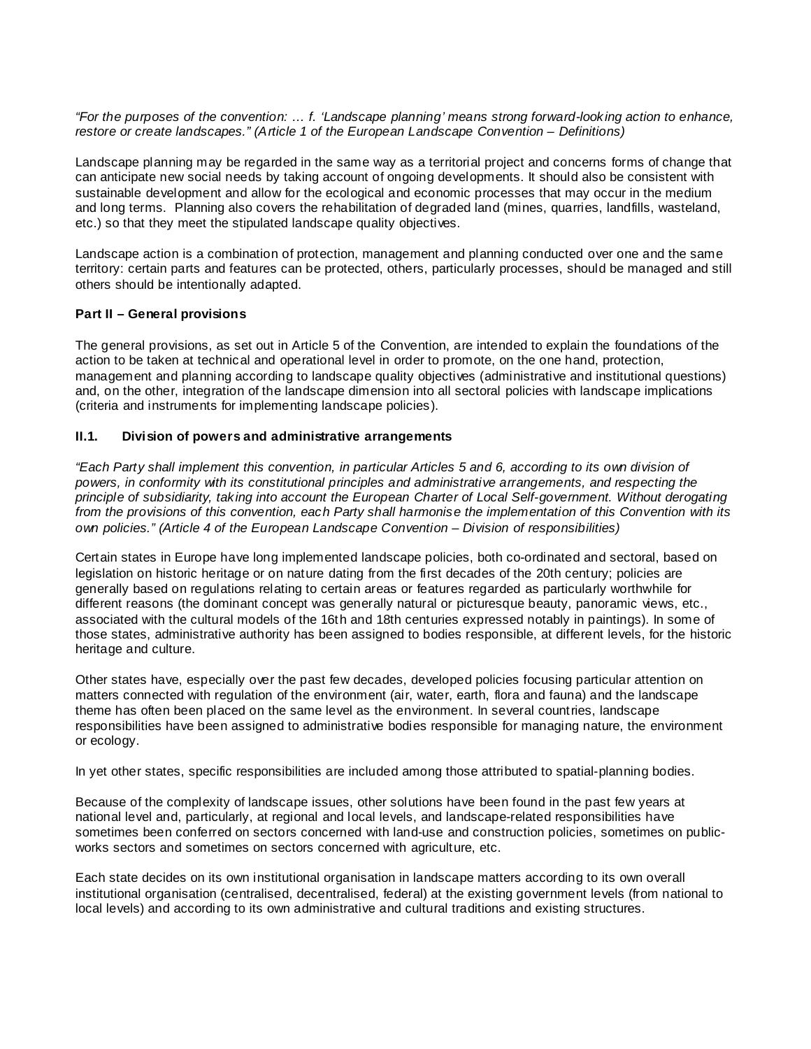*"For the purposes of the convention: … f. 'Landscape planning' means strong forward-looking action to enhance, restore or create landscapes." (Article 1 of the European Landscape Convention – Definitions)*

Landscape planning may be regarded in the same way as a territorial project and concerns forms of change that can anticipate new social needs by taking account of ongoing developments. It should also be consistent with sustainable development and allow for the ecological and economic processes that may occur in the medium and long terms. Planning also covers the rehabilitation of degraded land (mines, quarries, landfills, wasteland, etc.) so that they meet the stipulated landscape quality objectives.

Landscape action is a combination of protection, management and planning conducted over one and the same territory: certain parts and features can be protected, others, particularly processes, should be managed and still others should be intentionally adapted.

**Part II – General provisions**

The general provisions, as set out in Article 5 of the Convention, are intended to explain the foundations of the action to be taken at technical and operational level in order to promote, on the one hand, protection, management and planning according to landscape quality objectives (administrative and institutional questions) and, on the other, integration of the landscape dimension into all sectoral policies with landscape implications (criteria and instruments for implementing landscape policies).

**II.1. Division of powers and administrative arrangements**

*"Each Party shall implement this convention, in particular Articles 5 and 6, according to its own division of powers, in conformity with its constitutional principles and administrative arrangements, and respecting the principle of subsidiarity, taking into account the European Charter of Local Self-government. Without derogating from the provisions of this convention, each Party shall harmonise the implementation of this Convention with its own policies." (Article 4 of the European Landscape Convention – Division of responsibilities)*

Certain states in Europe have long implemented landscape policies, both co-ordinated and sectoral, based on legislation on historic heritage or on nature dating from the first decades of the 20th century; policies are generally based on regulations relating to certain areas or features regarded as particularly worthwhile for different reasons (the dominant concept was generally natural or picturesque beauty, panoramic views, etc., associated with the cultural models of the 16th and 18th centuries expressed notably in paintings). In some of those states, administrative authority has been assigned to bodies responsible, at different levels, for the historic heritage and culture.

Other states have, especially over the past few decades, developed policies focusing particular attention on matters connected with regulation of the environment (air, water, earth, flora and fauna) and the landscape theme has often been placed on the same level as the environment. In several countries, landscape responsibilities have been assigned to administrative bodies responsible for managing nature, the environment or ecology.

In yet other states, specific responsibilities are included among those attributed to spatial-planning bodies.

Because of the complexity of landscape issues, other solutions have been found in the past few years at national level and, particularly, at regional and local levels, and landscape-related responsibilities have sometimes been conferred on sectors concerned with land-use and construction policies, sometimes on public-works sectors and sometimes on sectors concerned with agriculture, etc.

Each state decides on its own institutional organisation in landscape matters according to its own overall institutional organisation (centralised, decentralised, federal) at the existing government levels (from national to local levels) and according to its own administrative and cultural traditions and existing structures.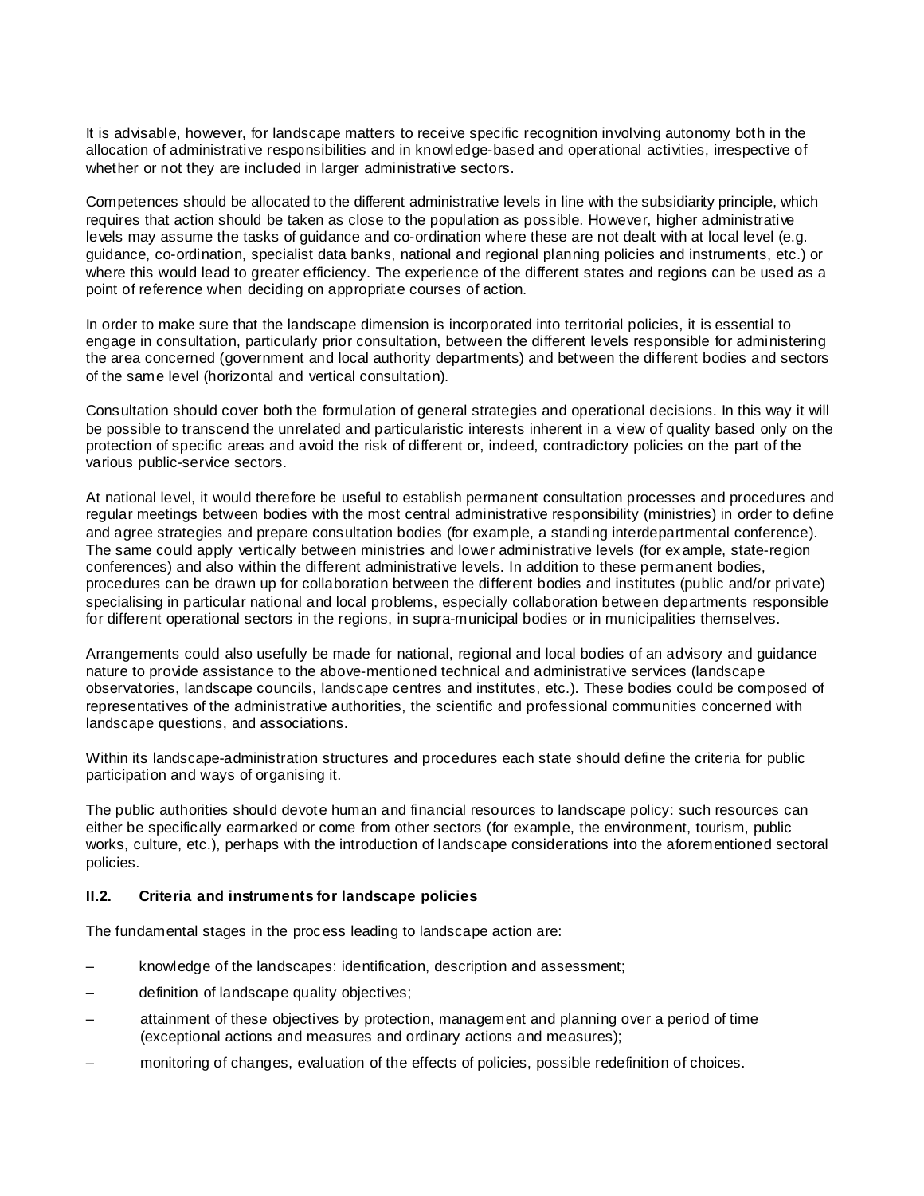It is advisable, however, for landscape matters to receive specific recognition involving autonomy both in the allocation of administrative responsibilities and in knowledge-based and operational activities, irrespective of whether or not they are included in larger administrative sectors.

Competences should be allocated to the different administrative levels in line with the subsidiarity principle, which requires that action should be taken as close to the population as possible. However, higher administrative levels may assume the tasks of guidance and co-ordination where these are not dealt with at local level (e.g. guidance, co-ordination, specialist data banks, national and regional planning policies and instruments, etc.) or where this would lead to greater efficiency. The experience of the different states and regions can be used as a point of reference when deciding on appropriate courses of action.

In order to make sure that the landscape dimension is incorporated into territorial policies, it is essential to engage in consultation, particularly prior consultation, between the different levels responsible for administering the area concerned (government and local authority departments) and between the different bodies and sectors of the same level (horizontal and vertical consultation).

Consultation should cover both the formulation of general strategies and operational decisions. In this way it will be possible to transcend the unrelated and particularistic interests inherent in a view of quality based only on the protection of specific areas and avoid the risk of different or, indeed, contradictory policies on the part of the various public-service sectors.

At national level, it would therefore be useful to establish permanent consultation processes and procedures and regular meetings between bodies with the most central administrative responsibility (ministries) in order to define and agree strategies and prepare consultation bodies (for example, a standing interdepartmental conference). The same could apply vertically between ministries and lower administrative levels (for example, state-region conferences) and also within the different administrative levels. In addition to these permanent bodies, procedures can be drawn up for collaboration between the different bodies and institutes (public and/or private) specialising in particular national and local problems, especially collaboration between departments responsible for different operational sectors in the regions, in supra-municipal bodies or in municipalities themselves.

Arrangements could also usefully be made for national, regional and local bodies of an advisory and guidance nature to provide assistance to the above-mentioned technical and administrative services (landscape observatories, landscape councils, landscape centres and institutes, etc.). These bodies could be composed of representatives of the administrative authorities, the scientific and professional communities concerned with landscape questions, and associations.

Within its landscape-administration structures and procedures each state should define the criteria for public participation and ways of organising it.

The public authorities should devote human and financial resources to landscape policy: such resources can either be specifically earmarked or come from other sectors (for example, the environment, tourism, public works, culture, etc.), perhaps with the introduction of landscape considerations into the aforementioned sectoral policies.

### II.2. Criteria and instruments for landscape policies

The fundamental stages in the process leading to landscape action are:

- knowledge of the landscapes: identification, description and assessment;
- definition of landscape quality objectives;
- attainment of these objectives by protection, management and planning over a period of time (exceptional actions and measures and ordinary actions and measures);
- monitoring of changes, evaluation of the effects of policies, possible redefinition of choices.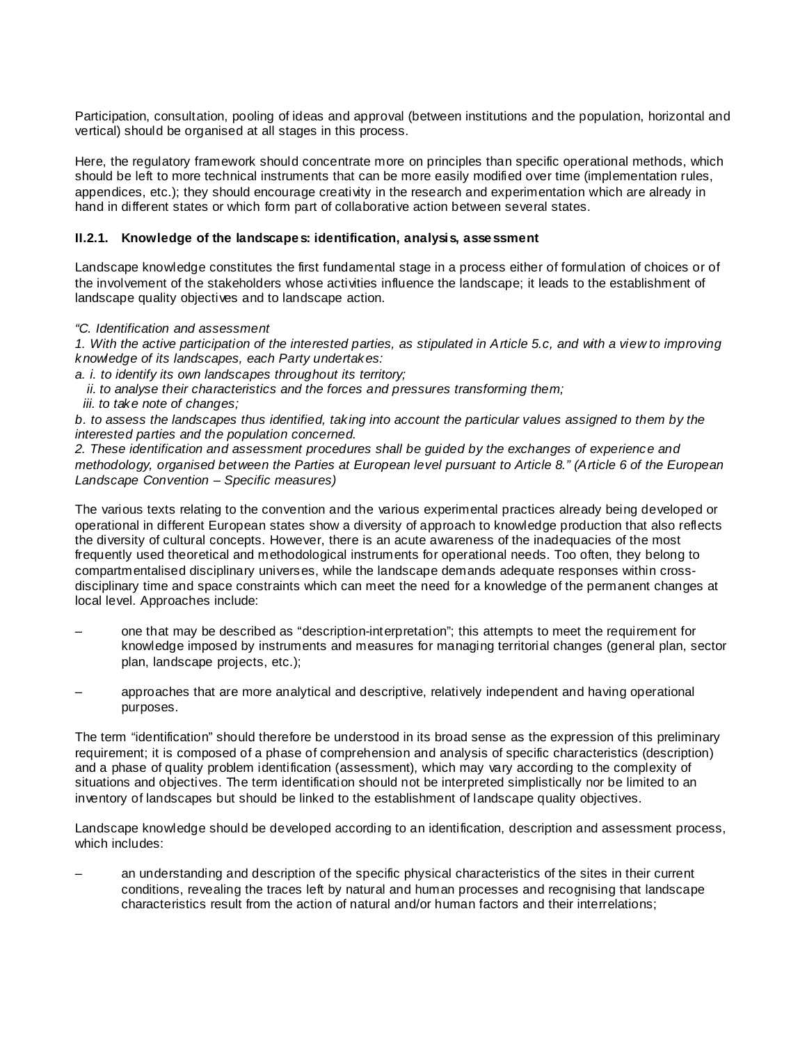Participation, consultation, pooling of ideas and approval (between institutions and the population, horizontal and vertical) should be organised at all stages in this process.

Here, the regulatory framework should concentrate more on principles than specific operational methods, which should be left to more technical instruments that can be more easily modified over time (implementation rules, appendices, etc.); they should encourage creativity in the research and experimentation which are already in hand in different states or which form part of collaborative action between several states.

### II.2.1. Knowledge of the landscapes: identification, analysis, assessment

Landscape knowledge constitutes the first fundamental stage in a process either of formulation of choices or of the involvement of the stakeholders whose activities influence the landscape; it leads to the establishment of landscape quality objectives and to landscape action.

*"C. Identification and assessment*

*1. With the active participation of the interested parties, as stipulated in Article 5.c, and with a view to improving knowledge of its landscapes, each Party undertakes:*

*a. i. to identify its own landscapes throughout its territory;*

*ii. to analyse their characteristics and the forces and pressures transforming them;*

*iii. to take note of changes;*

*b. to assess the landscapes thus identified, taking into account the particular values assigned to them by the interested parties and the population concerned.*

*2. These identification and assessment procedures shall be guided by the exchanges of experience and methodology, organised between the Parties at European level pursuant to Article 8." (Article 6 of the European Landscape Convention – Specific measures)*

The various texts relating to the convention and the various experimental practices already being developed or operational in different European states show a diversity of approach to knowledge production that also reflects the diversity of cultural concepts. However, there is an acute awareness of the inadequacies of the most frequently used theoretical and methodological instruments for operational needs. Too often, they belong to compartmentalised disciplinary universes, while the landscape demands adequate responses within cross-disciplinary time and space constraints which can meet the need for a knowledge of the permanent changes at local level. Approaches include:

– one that may be described as "description-interpretation"; this attempts to meet the requirement for knowledge imposed by instruments and measures for managing territorial changes (general plan, sector plan, landscape projects, etc.);

– approaches that are more analytical and descriptive, relatively independent and having operational purposes.

The term "identification" should therefore be understood in its broad sense as the expression of this preliminary requirement; it is composed of a phase of comprehension and analysis of specific characteristics (description) and a phase of quality problem identification (assessment), which may vary according to the complexity of situations and objectives. The term identification should not be interpreted simplistically nor be limited to an inventory of landscapes but should be linked to the establishment of landscape quality objectives.

Landscape knowledge should be developed according to an identification, description and assessment process, which includes:

– an understanding and description of the specific physical characteristics of the sites in their current conditions, revealing the traces left by natural and human processes and recognising that landscape characteristics result from the action of natural and/or human factors and their interrelations;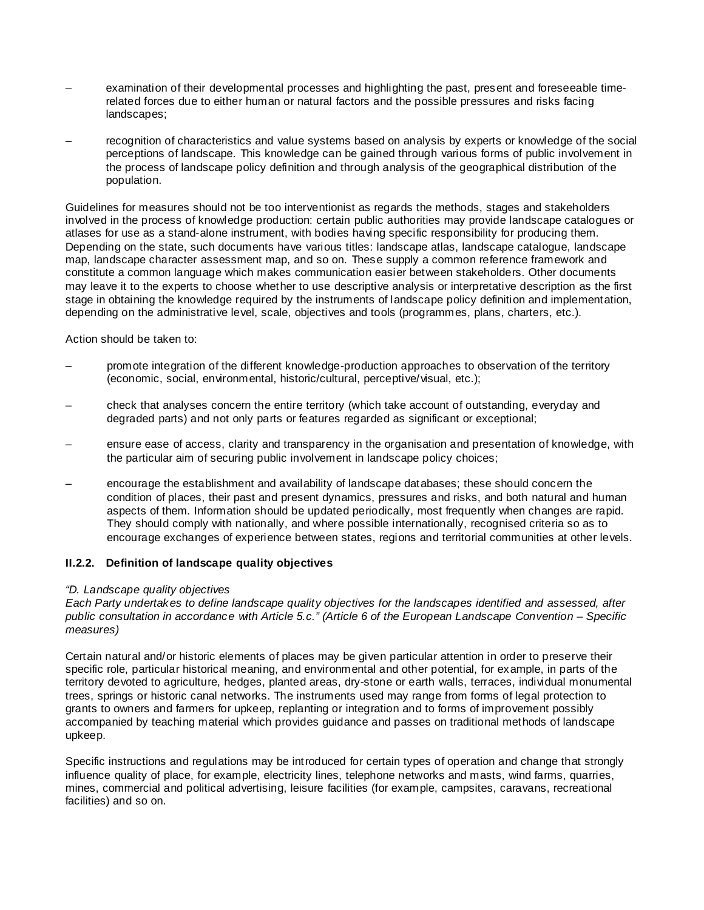- examination of their developmental processes and highlighting the past, present and foreseeable time-related forces due to either human or natural factors and the possible pressures and risks facing landscapes;

- recognition of characteristics and value systems based on analysis by experts or knowledge of the social perceptions of landscape. This knowledge can be gained through various forms of public involvement in the process of landscape policy definition and through analysis of the geographical distribution of the population.

Guidelines for measures should not be too interventionist as regards the methods, stages and stakeholders involved in the process of knowledge production: certain public authorities may provide landscape catalogues or atlases for use as a stand-alone instrument, with bodies having specific responsibility for producing them. Depending on the state, such documents have various titles: landscape atlas, landscape catalogue, landscape map, landscape character assessment map, and so on. These supply a common reference framework and constitute a common language which makes communication easier between stakeholders. Other documents may leave it to the experts to choose whether to use descriptive analysis or interpretative description as the first stage in obtaining the knowledge required by the instruments of landscape policy definition and implementation, depending on the administrative level, scale, objectives and tools (programmes, plans, charters, etc.).

Action should be taken to:

- promote integration of the different knowledge-production approaches to observation of the territory (economic, social, environmental, historic/cultural, perceptive/visual, etc.);

- check that analyses concern the entire territory (which take account of outstanding, everyday and degraded parts) and not only parts or features regarded as significant or exceptional;

- ensure ease of access, clarity and transparency in the organisation and presentation of knowledge, with the particular aim of securing public involvement in landscape policy choices;

- encourage the establishment and availability of landscape databases; these should concern the condition of places, their past and present dynamics, pressures and risks, and both natural and human aspects of them. Information should be updated periodically, most frequently when changes are rapid. They should comply with nationally, and where possible internationally, recognised criteria so as to encourage exchanges of experience between states, regions and territorial communities at other levels.

#### II.2.2. Definition of landscape quality objectives

*"D. Landscape quality objectives*
*Each Party undertakes to define landscape quality objectives for the landscapes identified and assessed, after public consultation in accordance with Article 5.c." (Article 6 of the European Landscape Convention – Specific measures)*

Certain natural and/or historic elements of places may be given particular attention in order to preserve their specific role, particular historical meaning, and environmental and other potential, for example, in parts of the territory devoted to agriculture, hedges, planted areas, dry-stone or earth walls, terraces, individual monumental trees, springs or historic canal networks. The instruments used may range from forms of legal protection to grants to owners and farmers for upkeep, replanting or integration and to forms of improvement possibly accompanied by teaching material which provides guidance and passes on traditional methods of landscape upkeep.

Specific instructions and regulations may be introduced for certain types of operation and change that strongly influence quality of place, for example, electricity lines, telephone networks and masts, wind farms, quarries, mines, commercial and political advertising, leisure facilities (for example, campsites, caravans, recreational facilities) and so on.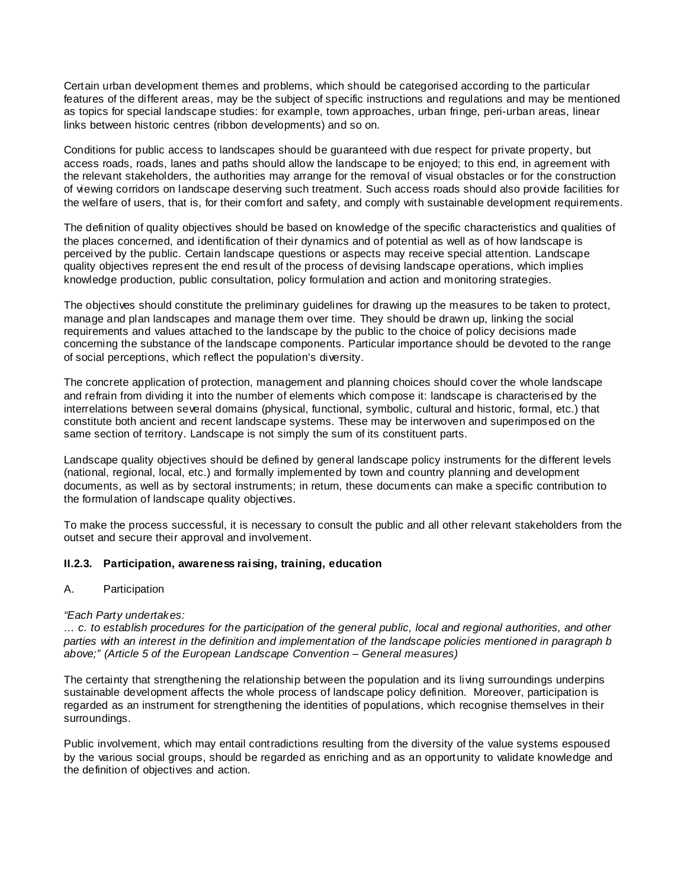Certain urban development themes and problems, which should be categorised according to the particular features of the different areas, may be the subject of specific instructions and regulations and may be mentioned as topics for special landscape studies: for example, town approaches, urban fringe, peri-urban areas, linear links between historic centres (ribbon developments) and so on.

Conditions for public access to landscapes should be guaranteed with due respect for private property, but access roads, roads, lanes and paths should allow the landscape to be enjoyed; to this end, in agreement with the relevant stakeholders, the authorities may arrange for the removal of visual obstacles or for the construction of viewing corridors on landscape deserving such treatment. Such access roads should also provide facilities for the welfare of users, that is, for their comfort and safety, and comply with sustainable development requirements.

The definition of quality objectives should be based on knowledge of the specific characteristics and qualities of the places concerned, and identification of their dynamics and of potential as well as of how landscape is perceived by the public. Certain landscape questions or aspects may receive special attention. Landscape quality objectives represent the end result of the process of devising landscape operations, which implies knowledge production, public consultation, policy formulation and action and monitoring strategies.

The objectives should constitute the preliminary guidelines for drawing up the measures to be taken to protect, manage and plan landscapes and manage them over time. They should be drawn up, linking the social requirements and values attached to the landscape by the public to the choice of policy decisions made concerning the substance of the landscape components. Particular importance should be devoted to the range of social perceptions, which reflect the population's diversity.

The concrete application of protection, management and planning choices should cover the whole landscape and refrain from dividing it into the number of elements which compose it: landscape is characterised by the interrelations between several domains (physical, functional, symbolic, cultural and historic, formal, etc.) that constitute both ancient and recent landscape systems. These may be interwoven and superimposed on the same section of territory. Landscape is not simply the sum of its constituent parts.

Landscape quality objectives should be defined by general landscape policy instruments for the different levels (national, regional, local, etc.) and formally implemented by town and country planning and development documents, as well as by sectoral instruments; in return, these documents can make a specific contribution to the formulation of landscape quality objectives.

To make the process successful, it is necessary to consult the public and all other relevant stakeholders from the outset and secure their approval and involvement.

### II.2.3. Participation, awareness raising, training, education

A. Participation

*"Each Party undertakes:*
*… c. to establish procedures for the participation of the general public, local and regional authorities, and other parties with an interest in the definition and implementation of the landscape policies mentioned in paragraph b above;" (Article 5 of the European Landscape Convention – General measures)*

The certainty that strengthening the relationship between the population and its living surroundings underpins sustainable development affects the whole process of landscape policy definition. Moreover, participation is regarded as an instrument for strengthening the identities of populations, which recognise themselves in their surroundings.

Public involvement, which may entail contradictions resulting from the diversity of the value systems espoused by the various social groups, should be regarded as enriching and as an opportunity to validate knowledge and the definition of objectives and action.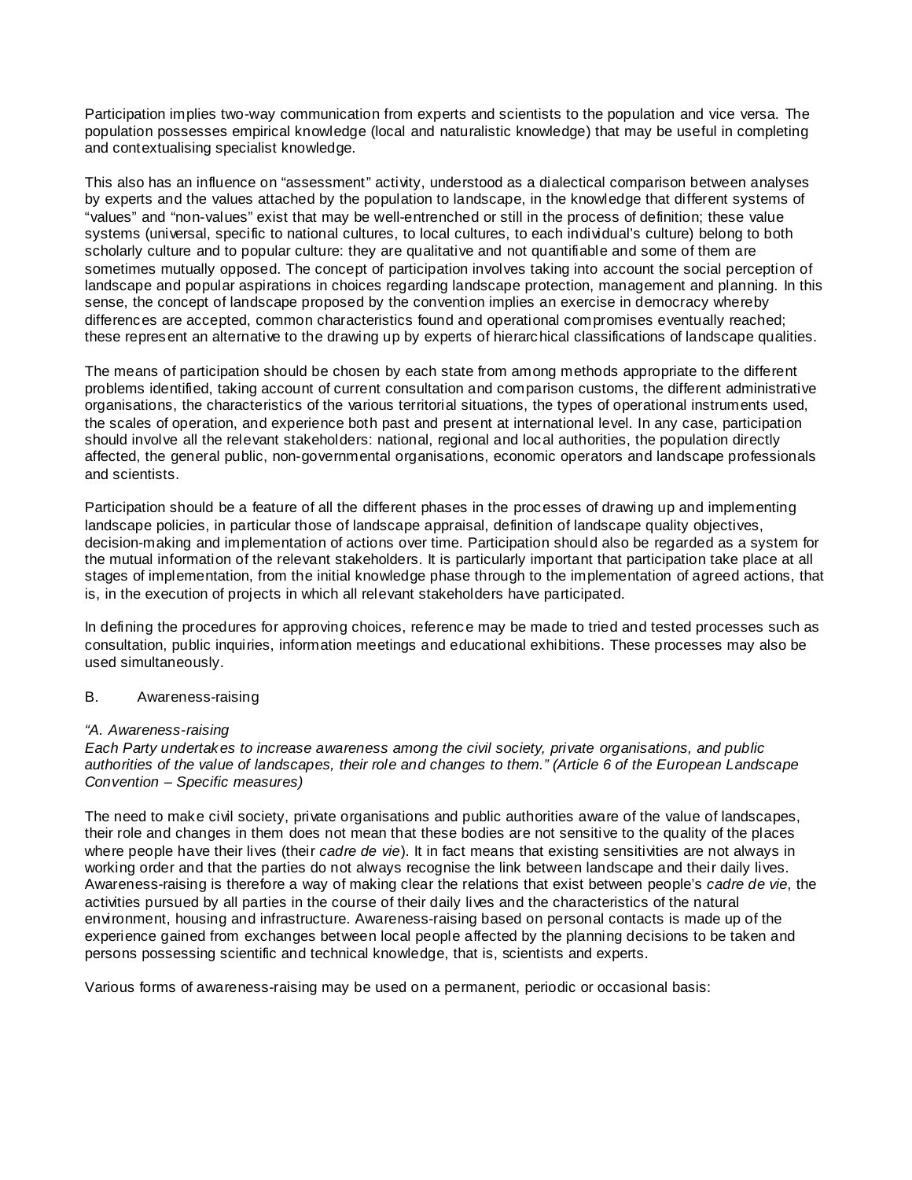Participation implies two-way communication from experts and scientists to the population and vice versa. The population possesses empirical knowledge (local and naturalistic knowledge) that may be useful in completing and contextualising specialist knowledge.

This also has an influence on "assessment" activity, understood as a dialectical comparison between analyses by experts and the values attached by the population to landscape, in the knowledge that different systems of "values" and "non-values" exist that may be well-entrenched or still in the process of definition; these value systems (universal, specific to national cultures, to local cultures, to each individual's culture) belong to both scholarly culture and to popular culture: they are qualitative and not quantifiable and some of them are sometimes mutually opposed. The concept of participation involves taking into account the social perception of landscape and popular aspirations in choices regarding landscape protection, management and planning. In this sense, the concept of landscape proposed by the convention implies an exercise in democracy whereby differences are accepted, common characteristics found and operational compromises eventually reached; these represent an alternative to the drawing up by experts of hierarchical classifications of landscape qualities.

The means of participation should be chosen by each state from among methods appropriate to the different problems identified, taking account of current consultation and comparison customs, the different administrative organisations, the characteristics of the various territorial situations, the types of operational instruments used, the scales of operation, and experience both past and present at international level. In any case, participation should involve all the relevant stakeholders: national, regional and local authorities, the population directly affected, the general public, non-governmental organisations, economic operators and landscape professionals and scientists.

Participation should be a feature of all the different phases in the processes of drawing up and implementing landscape policies, in particular those of landscape appraisal, definition of landscape quality objectives, decision-making and implementation of actions over time. Participation should also be regarded as a system for the mutual information of the relevant stakeholders. It is particularly important that participation take place at all stages of implementation, from the initial knowledge phase through to the implementation of agreed actions, that is, in the execution of projects in which all relevant stakeholders have participated.

In defining the procedures for approving choices, reference may be made to tried and tested processes such as consultation, public inquiries, information meetings and educational exhibitions. These processes may also be used simultaneously.

### B. Awareness-raising

*"A. Awareness-raising*
*Each Party undertakes to increase awareness among the civil society, private organisations, and public authorities of the value of landscapes, their role and changes to them." (Article 6 of the European Landscape Convention – Specific measures)*

The need to make civil society, private organisations and public authorities aware of the value of landscapes, their role and changes in them does not mean that these bodies are not sensitive to the quality of the places where people have their lives (their *cadre de vie*). It in fact means that existing sensitivities are not always in working order and that the parties do not always recognise the link between landscape and their daily lives. Awareness-raising is therefore a way of making clear the relations that exist between people's *cadre de vie*, the activities pursued by all parties in the course of their daily lives and the characteristics of the natural environment, housing and infrastructure. Awareness-raising based on personal contacts is made up of the experience gained from exchanges between local people affected by the planning decisions to be taken and persons possessing scientific and technical knowledge, that is, scientists and experts.

Various forms of awareness-raising may be used on a permanent, periodic or occasional basis: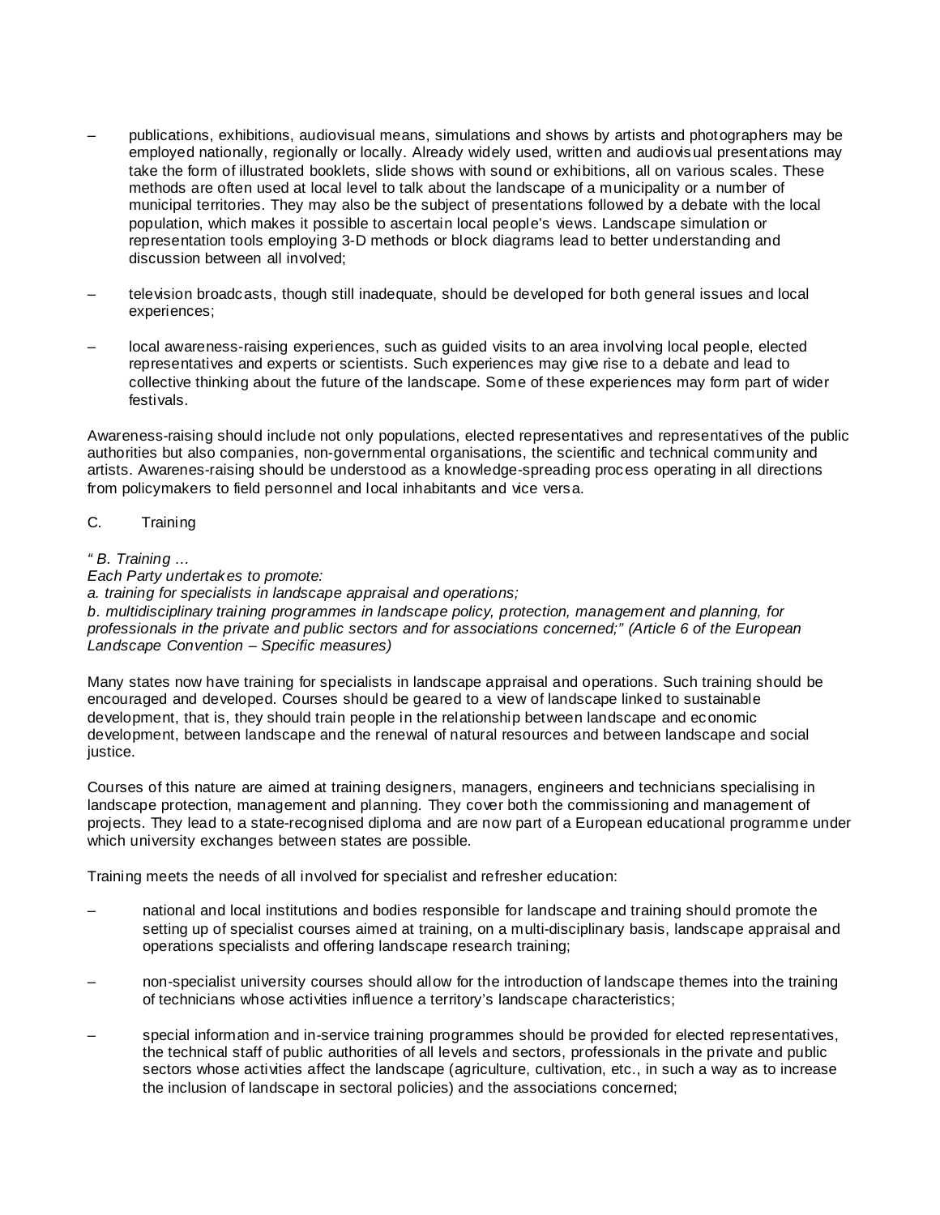– publications, exhibitions, audiovisual means, simulations and shows by artists and photographers may be employed nationally, regionally or locally. Already widely used, written and audiovisual presentations may take the form of illustrated booklets, slide shows with sound or exhibitions, all on various scales. These methods are often used at local level to talk about the landscape of a municipality or a number of municipal territories. They may also be the subject of presentations followed by a debate with the local population, which makes it possible to ascertain local people's views. Landscape simulation or representation tools employing 3-D methods or block diagrams lead to better understanding and discussion between all involved;

– television broadcasts, though still inadequate, should be developed for both general issues and local experiences;

– local awareness-raising experiences, such as guided visits to an area involving local people, elected representatives and experts or scientists. Such experiences may give rise to a debate and lead to collective thinking about the future of the landscape. Some of these experiences may form part of wider festivals.

Awareness-raising should include not only populations, elected representatives and representatives of the public authorities but also companies, non-governmental organisations, the scientific and technical community and artists. Awarenes-raising should be understood as a knowledge-spreading process operating in all directions from policymakers to field personnel and local inhabitants and vice versa.

C. Training

*" B. Training …*
*Each Party undertakes to promote:*
*a. training for specialists in landscape appraisal and operations;*
*b. multidisciplinary training programmes in landscape policy, protection, management and planning, for professionals in the private and public sectors and for associations concerned;" (Article 6 of the European Landscape Convention – Specific measures)*

Many states now have training for specialists in landscape appraisal and operations. Such training should be encouraged and developed. Courses should be geared to a view of landscape linked to sustainable development, that is, they should train people in the relationship between landscape and economic development, between landscape and the renewal of natural resources and between landscape and social justice.

Courses of this nature are aimed at training designers, managers, engineers and technicians specialising in landscape protection, management and planning. They cover both the commissioning and management of projects. They lead to a state-recognised diploma and are now part of a European educational programme under which university exchanges between states are possible.

Training meets the needs of all involved for specialist and refresher education:

– national and local institutions and bodies responsible for landscape and training should promote the setting up of specialist courses aimed at training, on a multi-disciplinary basis, landscape appraisal and operations specialists and offering landscape research training;

– non-specialist university courses should allow for the introduction of landscape themes into the training of technicians whose activities influence a territory's landscape characteristics;

– special information and in-service training programmes should be provided for elected representatives, the technical staff of public authorities of all levels and sectors, professionals in the private and public sectors whose activities affect the landscape (agriculture, cultivation, etc., in such a way as to increase the inclusion of landscape in sectoral policies) and the associations concerned;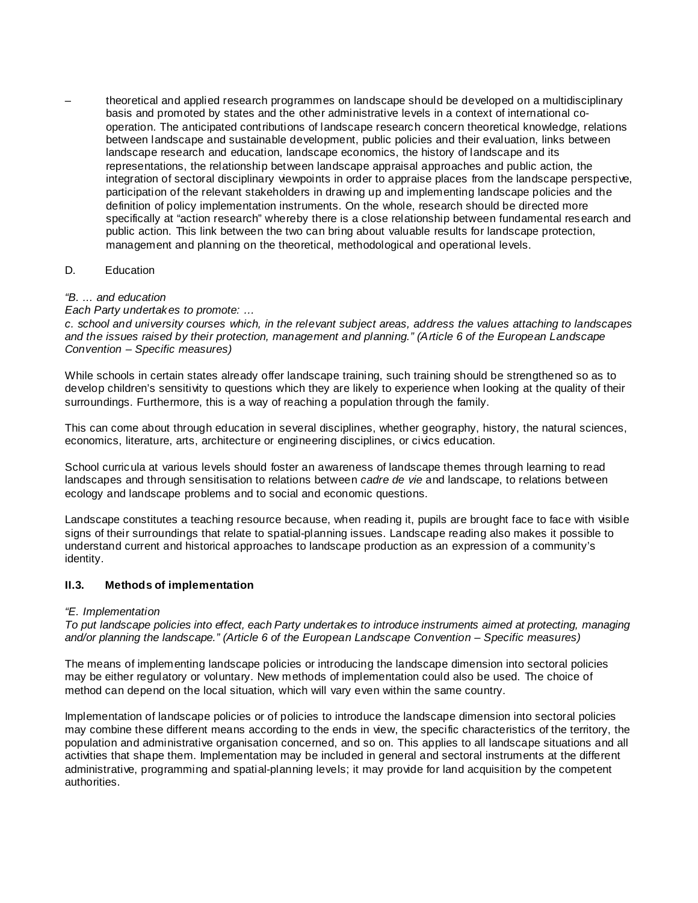– theoretical and applied research programmes on landscape should be developed on a multidisciplinary basis and promoted by states and the other administrative levels in a context of international co-operation. The anticipated contributions of landscape research concern theoretical knowledge, relations between landscape and sustainable development, public policies and their evaluation, links between landscape research and education, landscape economics, the history of landscape and its representations, the relationship between landscape appraisal approaches and public action, the integration of sectoral disciplinary viewpoints in order to appraise places from the landscape perspective, participation of the relevant stakeholders in drawing up and implementing landscape policies and the definition of policy implementation instruments. On the whole, research should be directed more specifically at "action research" whereby there is a close relationship between fundamental research and public action. This link between the two can bring about valuable results for landscape protection, management and planning on the theoretical, methodological and operational levels.

D. Education

*"B. … and education*
*Each Party undertakes to promote: …*
*c. school and university courses which, in the relevant subject areas, address the values attaching to landscapes and the issues raised by their protection, management and planning." (Article 6 of the European Landscape Convention – Specific measures)*

While schools in certain states already offer landscape training, such training should be strengthened so as to develop children's sensitivity to questions which they are likely to experience when looking at the quality of their surroundings. Furthermore, this is a way of reaching a population through the family.

This can come about through education in several disciplines, whether geography, history, the natural sciences, economics, literature, arts, architecture or engineering disciplines, or civics education.

School curricula at various levels should foster an awareness of landscape themes through learning to read landscapes and through sensitisation to relations between *cadre de vie* and landscape, to relations between ecology and landscape problems and to social and economic questions.

Landscape constitutes a teaching resource because, when reading it, pupils are brought face to face with visible signs of their surroundings that relate to spatial-planning issues. Landscape reading also makes it possible to understand current and historical approaches to landscape production as an expression of a community's identity.

### II.3. Methods of implementation

*"E. Implementation*
*To put landscape policies into effect, each Party undertakes to introduce instruments aimed at protecting, managing and/or planning the landscape." (Article 6 of the European Landscape Convention – Specific measures)*

The means of implementing landscape policies or introducing the landscape dimension into sectoral policies may be either regulatory or voluntary. New methods of implementation could also be used. The choice of method can depend on the local situation, which will vary even within the same country.

Implementation of landscape policies or of policies to introduce the landscape dimension into sectoral policies may combine these different means according to the ends in view, the specific characteristics of the territory, the population and administrative organisation concerned, and so on. This applies to all landscape situations and all activities that shape them. Implementation may be included in general and sectoral instruments at the different administrative, programming and spatial-planning levels; it may provide for land acquisition by the competent authorities.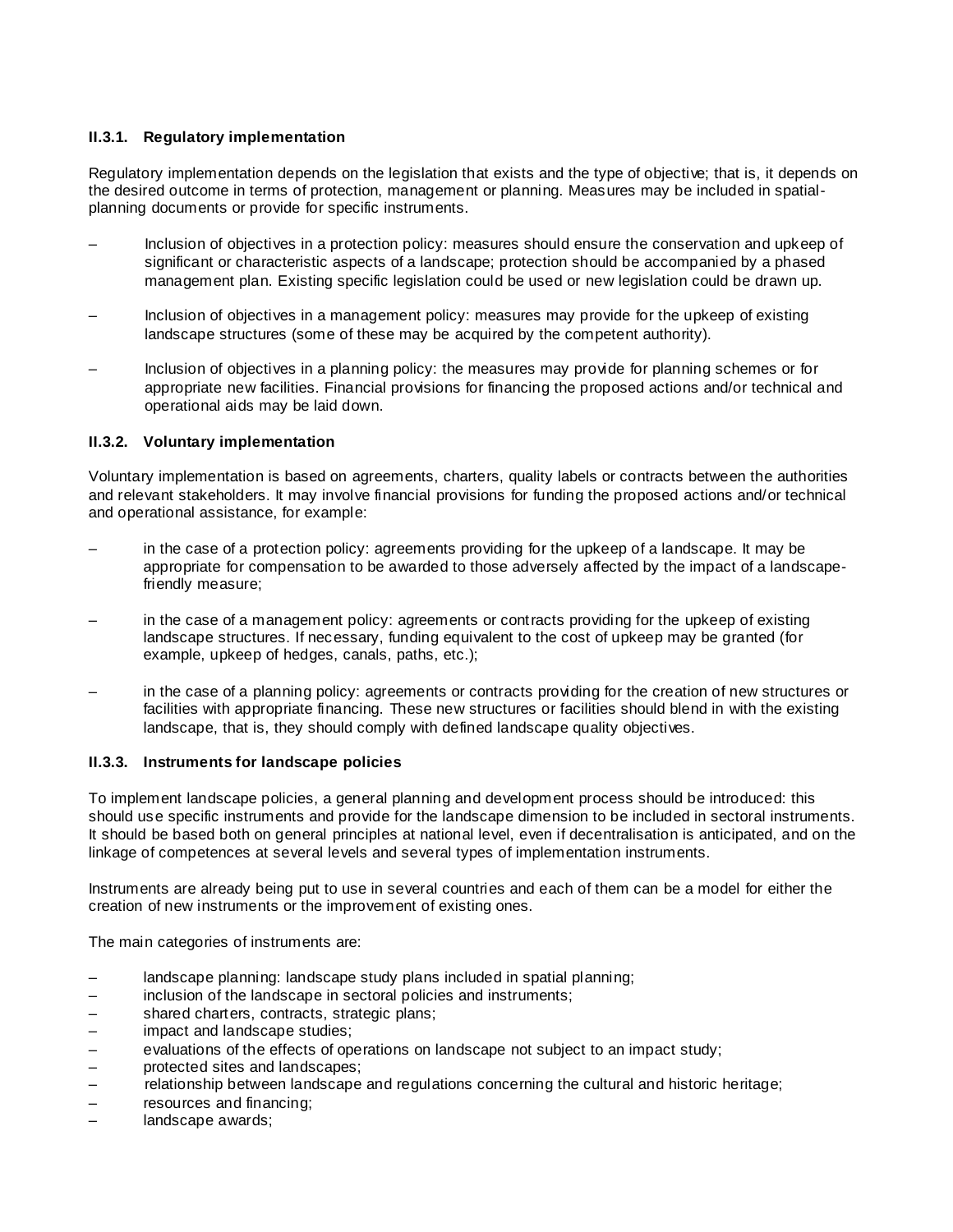### II.3.1. Regulatory implementation

Regulatory implementation depends on the legislation that exists and the type of objective; that is, it depends on the desired outcome in terms of protection, management or planning. Measures may be included in spatial-planning documents or provide for specific instruments.

- Inclusion of objectives in a protection policy: measures should ensure the conservation and upkeep of significant or characteristic aspects of a landscape; protection should be accompanied by a phased management plan. Existing specific legislation could be used or new legislation could be drawn up.
- Inclusion of objectives in a management policy: measures may provide for the upkeep of existing landscape structures (some of these may be acquired by the competent authority).
- Inclusion of objectives in a planning policy: the measures may provide for planning schemes or for appropriate new facilities. Financial provisions for financing the proposed actions and/or technical and operational aids may be laid down.

### II.3.2. Voluntary implementation

Voluntary implementation is based on agreements, charters, quality labels or contracts between the authorities and relevant stakeholders. It may involve financial provisions for funding the proposed actions and/or technical and operational assistance, for example:

- in the case of a protection policy: agreements providing for the upkeep of a landscape. It may be appropriate for compensation to be awarded to those adversely affected by the impact of a landscape-friendly measure;
- in the case of a management policy: agreements or contracts providing for the upkeep of existing landscape structures. If necessary, funding equivalent to the cost of upkeep may be granted (for example, upkeep of hedges, canals, paths, etc.);
- in the case of a planning policy: agreements or contracts providing for the creation of new structures or facilities with appropriate financing. These new structures or facilities should blend in with the existing landscape, that is, they should comply with defined landscape quality objectives.

### II.3.3. Instruments for landscape policies

To implement landscape policies, a general planning and development process should be introduced: this should use specific instruments and provide for the landscape dimension to be included in sectoral instruments. It should be based both on general principles at national level, even if decentralisation is anticipated, and on the linkage of competences at several levels and several types of implementation instruments.

Instruments are already being put to use in several countries and each of them can be a model for either the creation of new instruments or the improvement of existing ones.

The main categories of instruments are:

- landscape planning: landscape study plans included in spatial planning;
- inclusion of the landscape in sectoral policies and instruments;
- shared charters, contracts, strategic plans;
- impact and landscape studies;
- evaluations of the effects of operations on landscape not subject to an impact study;
- protected sites and landscapes;
- relationship between landscape and regulations concerning the cultural and historic heritage;
- resources and financing;
- landscape awards;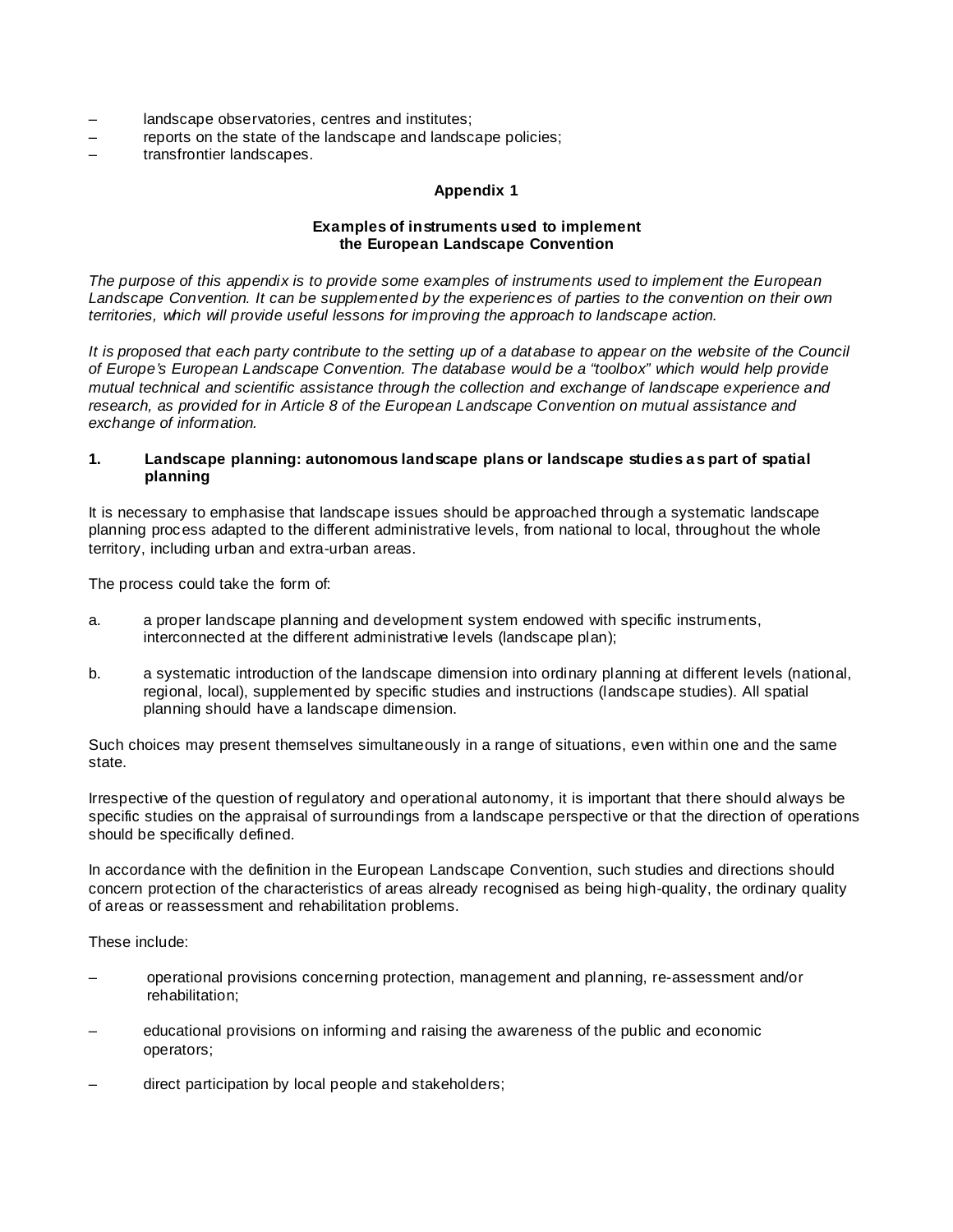– landscape observatories, centres and institutes;
– reports on the state of the landscape and landscape policies;
– transfrontier landscapes.

## Appendix 1

### Examples of instruments used to implement the European Landscape Convention

*The purpose of this appendix is to provide some examples of instruments used to implement the European Landscape Convention. It can be supplemented by the experiences of parties to the convention on their own territories, which will provide useful lessons for improving the approach to landscape action.*

*It is proposed that each party contribute to the setting up of a database to appear on the website of the Council of Europe's European Landscape Convention. The database would be a "toolbox" which would help provide mutual technical and scientific assistance through the collection and exchange of landscape experience and research, as provided for in Article 8 of the European Landscape Convention on mutual assistance and exchange of information.*

### 1. Landscape planning: autonomous landscape plans or landscape studies as part of spatial planning

It is necessary to emphasise that landscape issues should be approached through a systematic landscape planning process adapted to the different administrative levels, from national to local, throughout the whole territory, including urban and extra-urban areas.

The process could take the form of:

a. a proper landscape planning and development system endowed with specific instruments, interconnected at the different administrative levels (landscape plan);

b. a systematic introduction of the landscape dimension into ordinary planning at different levels (national, regional, local), supplemented by specific studies and instructions (landscape studies). All spatial planning should have a landscape dimension.

Such choices may present themselves simultaneously in a range of situations, even within one and the same state.

Irrespective of the question of regulatory and operational autonomy, it is important that there should always be specific studies on the appraisal of surroundings from a landscape perspective or that the direction of operations should be specifically defined.

In accordance with the definition in the European Landscape Convention, such studies and directions should concern protection of the characteristics of areas already recognised as being high-quality, the ordinary quality of areas or reassessment and rehabilitation problems.

These include:

– operational provisions concerning protection, management and planning, re-assessment and/or rehabilitation;

– educational provisions on informing and raising the awareness of the public and economic operators;

– direct participation by local people and stakeholders;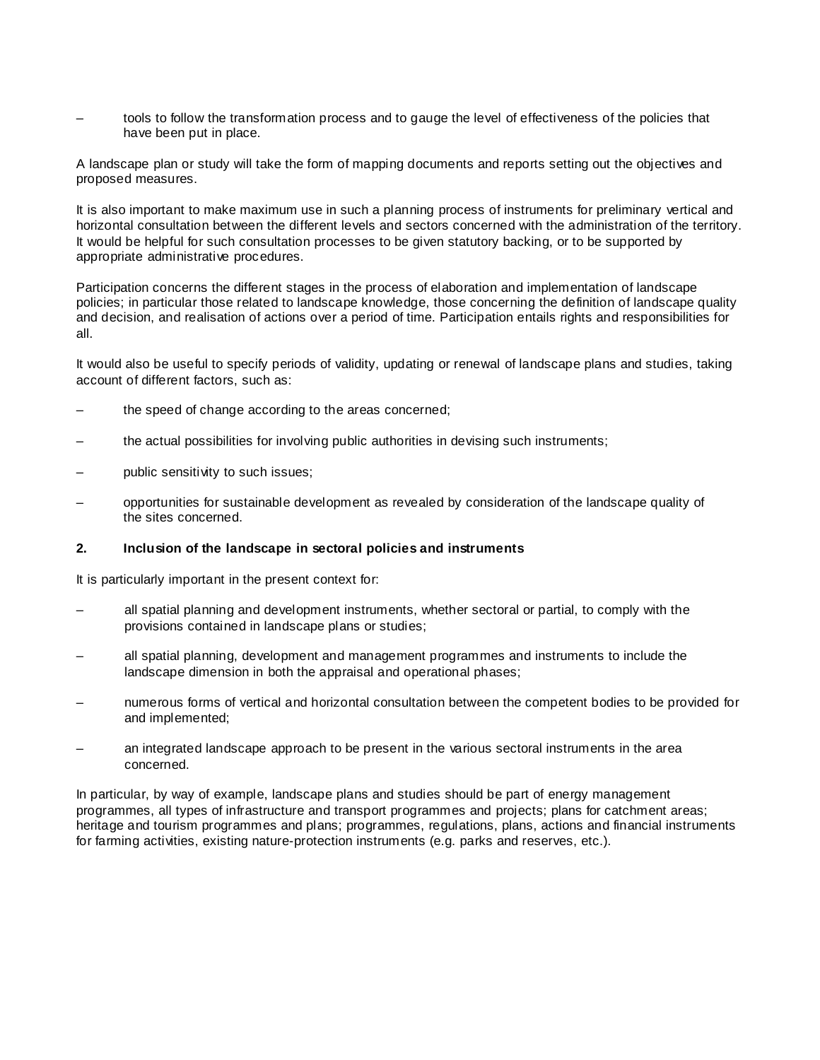– tools to follow the transformation process and to gauge the level of effectiveness of the policies that have been put in place.

A landscape plan or study will take the form of mapping documents and reports setting out the objectives and proposed measures.

It is also important to make maximum use in such a planning process of instruments for preliminary vertical and horizontal consultation between the different levels and sectors concerned with the administration of the territory. It would be helpful for such consultation processes to be given statutory backing, or to be supported by appropriate administrative procedures.

Participation concerns the different stages in the process of elaboration and implementation of landscape policies; in particular those related to landscape knowledge, those concerning the definition of landscape quality and decision, and realisation of actions over a period of time. Participation entails rights and responsibilities for all.

It would also be useful to specify periods of validity, updating or renewal of landscape plans and studies, taking account of different factors, such as:

– the speed of change according to the areas concerned;

– the actual possibilities for involving public authorities in devising such instruments;

– public sensitivity to such issues;

– opportunities for sustainable development as revealed by consideration of the landscape quality of the sites concerned.

**2. Inclusion of the landscape in sectoral policies and instruments**

It is particularly important in the present context for:

– all spatial planning and development instruments, whether sectoral or partial, to comply with the provisions contained in landscape plans or studies;

– all spatial planning, development and management programmes and instruments to include the landscape dimension in both the appraisal and operational phases;

– numerous forms of vertical and horizontal consultation between the competent bodies to be provided for and implemented;

– an integrated landscape approach to be present in the various sectoral instruments in the area concerned.

In particular, by way of example, landscape plans and studies should be part of energy management programmes, all types of infrastructure and transport programmes and projects; plans for catchment areas; heritage and tourism programmes and plans; programmes, regulations, plans, actions and financial instruments for farming activities, existing nature-protection instruments (e.g. parks and reserves, etc.).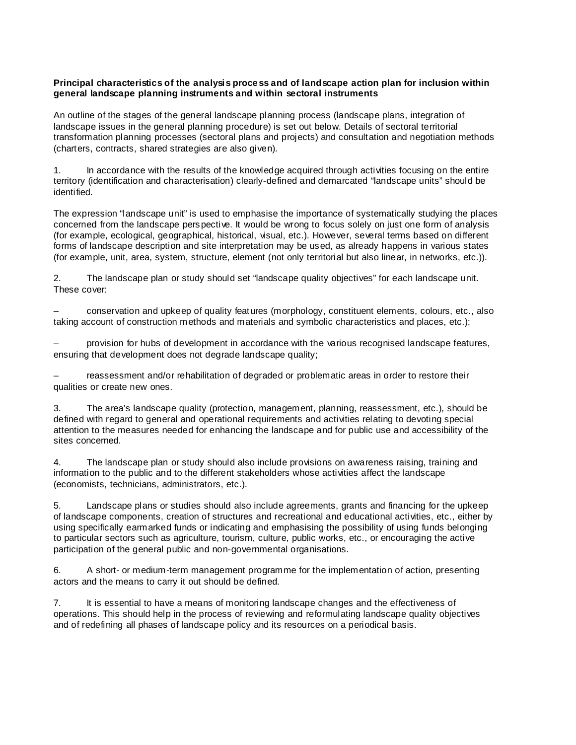**Principal characteristics of the analysis process and of landscape action plan for inclusion within general landscape planning instruments and within sectoral instruments**

An outline of the stages of the general landscape planning process (landscape plans, integration of landscape issues in the general planning procedure) is set out below. Details of sectoral territorial transformation planning processes (sectoral plans and projects) and consultation and negotiation methods (charters, contracts, shared strategies are also given).

1. In accordance with the results of the knowledge acquired through activities focusing on the entire territory (identification and characterisation) clearly-defined and demarcated "landscape units" should be identified.

The expression "landscape unit" is used to emphasise the importance of systematically studying the places concerned from the landscape perspective. It would be wrong to focus solely on just one form of analysis (for example, ecological, geographical, historical, visual, etc.). However, several terms based on different forms of landscape description and site interpretation may be used, as already happens in various states (for example, unit, area, system, structure, element (not only territorial but also linear, in networks, etc.)).

2. The landscape plan or study should set "landscape quality objectives" for each landscape unit. These cover:

– conservation and upkeep of quality features (morphology, constituent elements, colours, etc., also taking account of construction methods and materials and symbolic characteristics and places, etc.);

– provision for hubs of development in accordance with the various recognised landscape features, ensuring that development does not degrade landscape quality;

– reassessment and/or rehabilitation of degraded or problematic areas in order to restore their qualities or create new ones.

3. The area's landscape quality (protection, management, planning, reassessment, etc.), should be defined with regard to general and operational requirements and activities relating to devoting special attention to the measures needed for enhancing the landscape and for public use and accessibility of the sites concerned.

4. The landscape plan or study should also include provisions on awareness raising, training and information to the public and to the different stakeholders whose activities affect the landscape (economists, technicians, administrators, etc.).

5. Landscape plans or studies should also include agreements, grants and financing for the upkeep of landscape components, creation of structures and recreational and educational activities, etc., either by using specifically earmarked funds or indicating and emphasising the possibility of using funds belonging to particular sectors such as agriculture, tourism, culture, public works, etc., or encouraging the active participation of the general public and non-governmental organisations.

6. A short- or medium-term management programme for the implementation of action, presenting actors and the means to carry it out should be defined.

7. It is essential to have a means of monitoring landscape changes and the effectiveness of operations. This should help in the process of reviewing and reformulating landscape quality objectives and of redefining all phases of landscape policy and its resources on a periodical basis.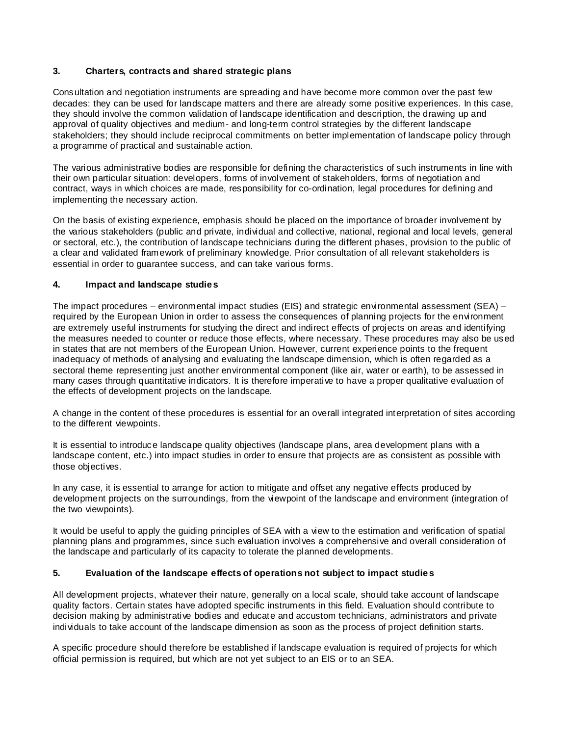### 3. Charters, contracts and shared strategic plans

Consultation and negotiation instruments are spreading and have become more common over the past few decades: they can be used for landscape matters and there are already some positive experiences. In this case, they should involve the common validation of landscape identification and description, the drawing up and approval of quality objectives and medium- and long-term control strategies by the different landscape stakeholders; they should include reciprocal commitments on better implementation of landscape policy through a programme of practical and sustainable action.

The various administrative bodies are responsible for defining the characteristics of such instruments in line with their own particular situation: developers, forms of involvement of stakeholders, forms of negotiation and contract, ways in which choices are made, responsibility for co-ordination, legal procedures for defining and implementing the necessary action.

On the basis of existing experience, emphasis should be placed on the importance of broader involvement by the various stakeholders (public and private, individual and collective, national, regional and local levels, general or sectoral, etc.), the contribution of landscape technicians during the different phases, provision to the public of a clear and validated framework of preliminary knowledge. Prior consultation of all relevant stakeholders is essential in order to guarantee success, and can take various forms.

### 4. Impact and landscape studies

The impact procedures – environmental impact studies (EIS) and strategic environmental assessment (SEA) – required by the European Union in order to assess the consequences of planning projects for the environment are extremely useful instruments for studying the direct and indirect effects of projects on areas and identifying the measures needed to counter or reduce those effects, where necessary. These procedures may also be used in states that are not members of the European Union. However, current experience points to the frequent inadequacy of methods of analysing and evaluating the landscape dimension, which is often regarded as a sectoral theme representing just another environmental component (like air, water or earth), to be assessed in many cases through quantitative indicators. It is therefore imperative to have a proper qualitative evaluation of the effects of development projects on the landscape.

A change in the content of these procedures is essential for an overall integrated interpretation of sites according to the different viewpoints.

It is essential to introduce landscape quality objectives (landscape plans, area development plans with a landscape content, etc.) into impact studies in order to ensure that projects are as consistent as possible with those objectives.

In any case, it is essential to arrange for action to mitigate and offset any negative effects produced by development projects on the surroundings, from the viewpoint of the landscape and environment (integration of the two viewpoints).

It would be useful to apply the guiding principles of SEA with a view to the estimation and verification of spatial planning plans and programmes, since such evaluation involves a comprehensive and overall consideration of the landscape and particularly of its capacity to tolerate the planned developments.

### 5. Evaluation of the landscape effects of operations not subject to impact studies

All development projects, whatever their nature, generally on a local scale, should take account of landscape quality factors. Certain states have adopted specific instruments in this field. Evaluation should contribute to decision making by administrative bodies and educate and accustom technicians, administrators and private individuals to take account of the landscape dimension as soon as the process of project definition starts.

A specific procedure should therefore be established if landscape evaluation is required of projects for which official permission is required, but which are not yet subject to an EIS or to an SEA.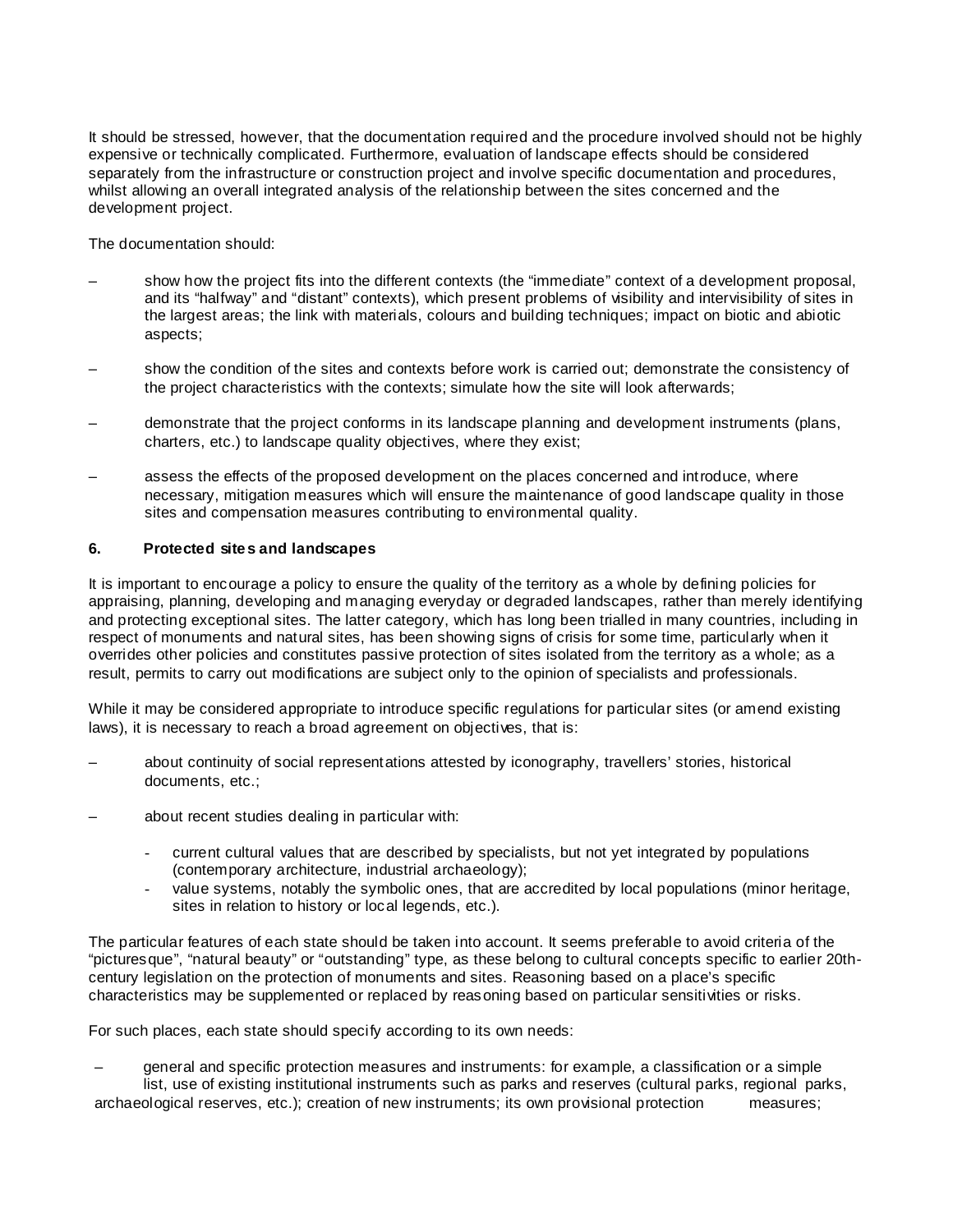It should be stressed, however, that the documentation required and the procedure involved should not be highly expensive or technically complicated. Furthermore, evaluation of landscape effects should be considered separately from the infrastructure or construction project and involve specific documentation and procedures, whilst allowing an overall integrated analysis of the relationship between the sites concerned and the development project.

The documentation should:

– show how the project fits into the different contexts (the "immediate" context of a development proposal, and its "halfway" and "distant" contexts), which present problems of visibility and intervisibility of sites in the largest areas; the link with materials, colours and building techniques; impact on biotic and abiotic aspects;

– show the condition of the sites and contexts before work is carried out; demonstrate the consistency of the project characteristics with the contexts; simulate how the site will look afterwards;

– demonstrate that the project conforms in its landscape planning and development instruments (plans, charters, etc.) to landscape quality objectives, where they exist;

– assess the effects of the proposed development on the places concerned and introduce, where necessary, mitigation measures which will ensure the maintenance of good landscape quality in those sites and compensation measures contributing to environmental quality.

### 6. Protected sites and landscapes

It is important to encourage a policy to ensure the quality of the territory as a whole by defining policies for appraising, planning, developing and managing everyday or degraded landscapes, rather than merely identifying and protecting exceptional sites. The latter category, which has long been trialled in many countries, including in respect of monuments and natural sites, has been showing signs of crisis for some time, particularly when it overrides other policies and constitutes passive protection of sites isolated from the territory as a whole; as a result, permits to carry out modifications are subject only to the opinion of specialists and professionals.

While it may be considered appropriate to introduce specific regulations for particular sites (or amend existing laws), it is necessary to reach a broad agreement on objectives, that is:

– about continuity of social representations attested by iconography, travellers' stories, historical documents, etc.;

– about recent studies dealing in particular with:
  - current cultural values that are described by specialists, but not yet integrated by populations (contemporary architecture, industrial archaeology);
  - value systems, notably the symbolic ones, that are accredited by local populations (minor heritage, sites in relation to history or local legends, etc.).

The particular features of each state should be taken into account. It seems preferable to avoid criteria of the "picturesque", "natural beauty" or "outstanding" type, as these belong to cultural concepts specific to earlier 20th-century legislation on the protection of monuments and sites. Reasoning based on a place's specific characteristics may be supplemented or replaced by reasoning based on particular sensitivities or risks.

For such places, each state should specify according to its own needs:

– general and specific protection measures and instruments: for example, a classification or a simple list, use of existing institutional instruments such as parks and reserves (cultural parks, regional parks, archaeological reserves, etc.); creation of new instruments; its own provisional protection measures;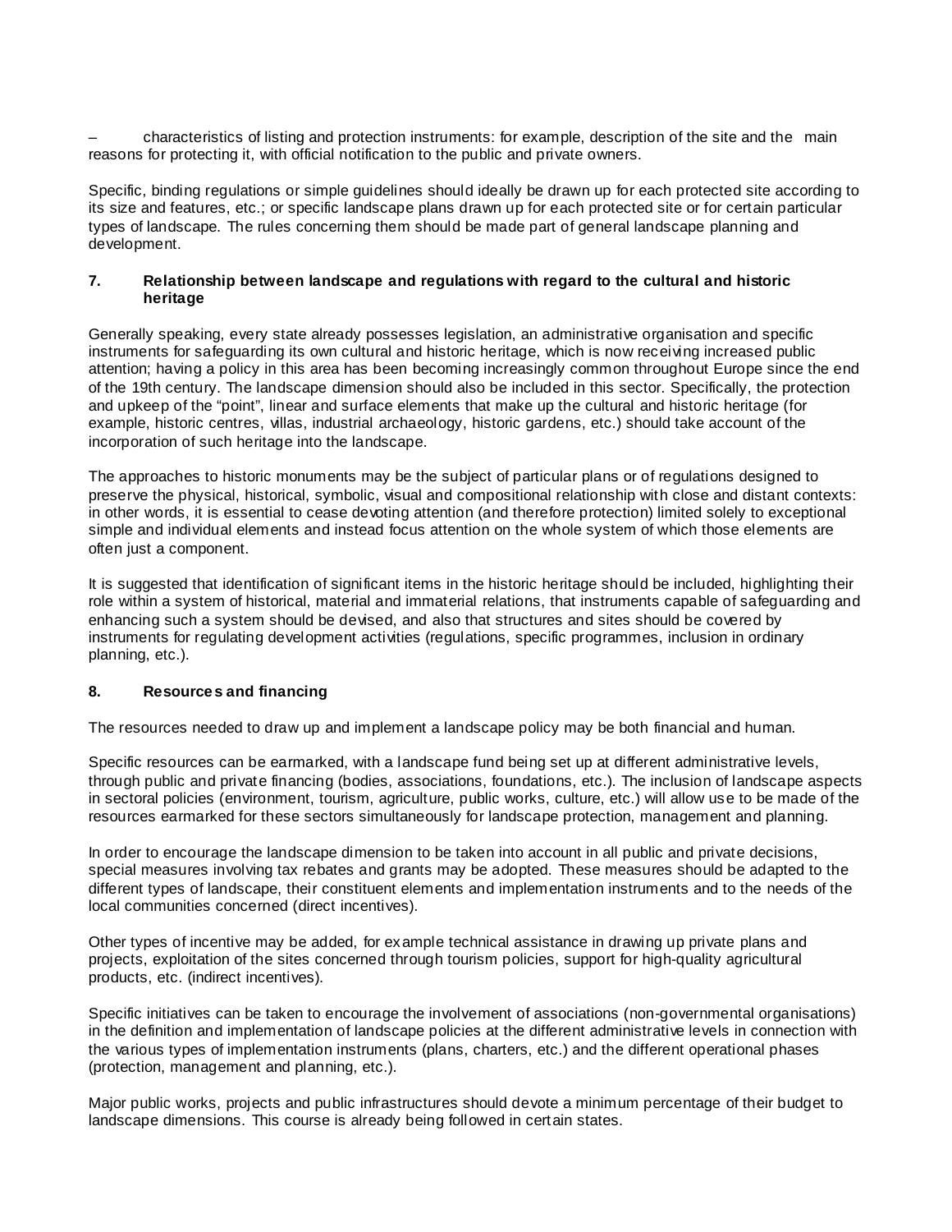– characteristics of listing and protection instruments: for example, description of the site and the main reasons for protecting it, with official notification to the public and private owners.

Specific, binding regulations or simple guidelines should ideally be drawn up for each protected site according to its size and features, etc.; or specific landscape plans drawn up for each protected site or for certain particular types of landscape. The rules concerning them should be made part of general landscape planning and development.

## 7. Relationship between landscape and regulations with regard to the cultural and historic heritage

Generally speaking, every state already possesses legislation, an administrative organisation and specific instruments for safeguarding its own cultural and historic heritage, which is now receiving increased public attention; having a policy in this area has been becoming increasingly common throughout Europe since the end of the 19th century. The landscape dimension should also be included in this sector. Specifically, the protection and upkeep of the "point", linear and surface elements that make up the cultural and historic heritage (for example, historic centres, villas, industrial archaeology, historic gardens, etc.) should take account of the incorporation of such heritage into the landscape.

The approaches to historic monuments may be the subject of particular plans or of regulations designed to preserve the physical, historical, symbolic, visual and compositional relationship with close and distant contexts: in other words, it is essential to cease devoting attention (and therefore protection) limited solely to exceptional simple and individual elements and instead focus attention on the whole system of which those elements are often just a component.

It is suggested that identification of significant items in the historic heritage should be included, highlighting their role within a system of historical, material and immaterial relations, that instruments capable of safeguarding and enhancing such a system should be devised, and also that structures and sites should be covered by instruments for regulating development activities (regulations, specific programmes, inclusion in ordinary planning, etc.).

## 8. Resources and financing

The resources needed to draw up and implement a landscape policy may be both financial and human.

Specific resources can be earmarked, with a landscape fund being set up at different administrative levels, through public and private financing (bodies, associations, foundations, etc.). The inclusion of landscape aspects in sectoral policies (environment, tourism, agriculture, public works, culture, etc.) will allow use to be made of the resources earmarked for these sectors simultaneously for landscape protection, management and planning.

In order to encourage the landscape dimension to be taken into account in all public and private decisions, special measures involving tax rebates and grants may be adopted. These measures should be adapted to the different types of landscape, their constituent elements and implementation instruments and to the needs of the local communities concerned (direct incentives).

Other types of incentive may be added, for example technical assistance in drawing up private plans and projects, exploitation of the sites concerned through tourism policies, support for high-quality agricultural products, etc. (indirect incentives).

Specific initiatives can be taken to encourage the involvement of associations (non-governmental organisations) in the definition and implementation of landscape policies at the different administrative levels in connection with the various types of implementation instruments (plans, charters, etc.) and the different operational phases (protection, management and planning, etc.).

Major public works, projects and public infrastructures should devote a minimum percentage of their budget to landscape dimensions. This course is already being followed in certain states.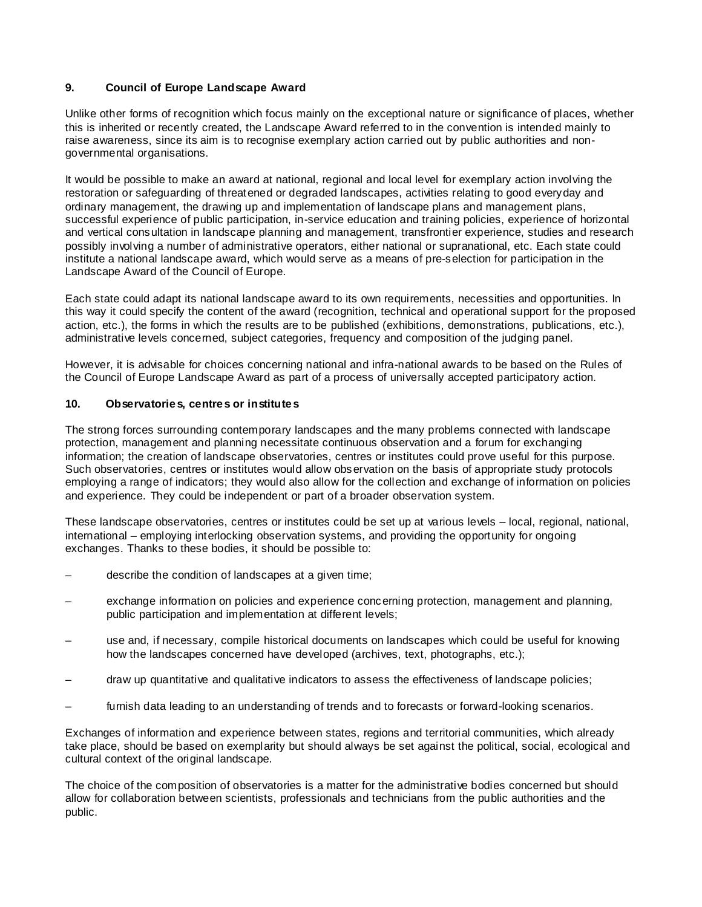### 9. Council of Europe Landscape Award

Unlike other forms of recognition which focus mainly on the exceptional nature or significance of places, whether this is inherited or recently created, the Landscape Award referred to in the convention is intended mainly to raise awareness, since its aim is to recognise exemplary action carried out by public authorities and non-governmental organisations.

It would be possible to make an award at national, regional and local level for exemplary action involving the restoration or safeguarding of threatened or degraded landscapes, activities relating to good everyday and ordinary management, the drawing up and implementation of landscape plans and management plans, successful experience of public participation, in-service education and training policies, experience of horizontal and vertical consultation in landscape planning and management, transfrontier experience, studies and research possibly involving a number of administrative operators, either national or supranational, etc. Each state could institute a national landscape award, which would serve as a means of pre-selection for participation in the Landscape Award of the Council of Europe.

Each state could adapt its national landscape award to its own requirements, necessities and opportunities. In this way it could specify the content of the award (recognition, technical and operational support for the proposed action, etc.), the forms in which the results are to be published (exhibitions, demonstrations, publications, etc.), administrative levels concerned, subject categories, frequency and composition of the judging panel.

However, it is advisable for choices concerning national and infra-national awards to be based on the Rules of the Council of Europe Landscape Award as part of a process of universally accepted participatory action.

### 10. Observatories, centres or institutes

The strong forces surrounding contemporary landscapes and the many problems connected with landscape protection, management and planning necessitate continuous observation and a forum for exchanging information; the creation of landscape observatories, centres or institutes could prove useful for this purpose. Such observatories, centres or institutes would allow observation on the basis of appropriate study protocols employing a range of indicators; they would also allow for the collection and exchange of information on policies and experience. They could be independent or part of a broader observation system.

These landscape observatories, centres or institutes could be set up at various levels – local, regional, national, international – employing interlocking observation systems, and providing the opportunity for ongoing exchanges. Thanks to these bodies, it should be possible to:

– describe the condition of landscapes at a given time;

– exchange information on policies and experience concerning protection, management and planning, public participation and implementation at different levels;

– use and, if necessary, compile historical documents on landscapes which could be useful for knowing how the landscapes concerned have developed (archives, text, photographs, etc.);

– draw up quantitative and qualitative indicators to assess the effectiveness of landscape policies;

– furnish data leading to an understanding of trends and to forecasts or forward-looking scenarios.

Exchanges of information and experience between states, regions and territorial communities, which already take place, should be based on exemplarity but should always be set against the political, social, ecological and cultural context of the original landscape.

The choice of the composition of observatories is a matter for the administrative bodies concerned but should allow for collaboration between scientists, professionals and technicians from the public authorities and the public.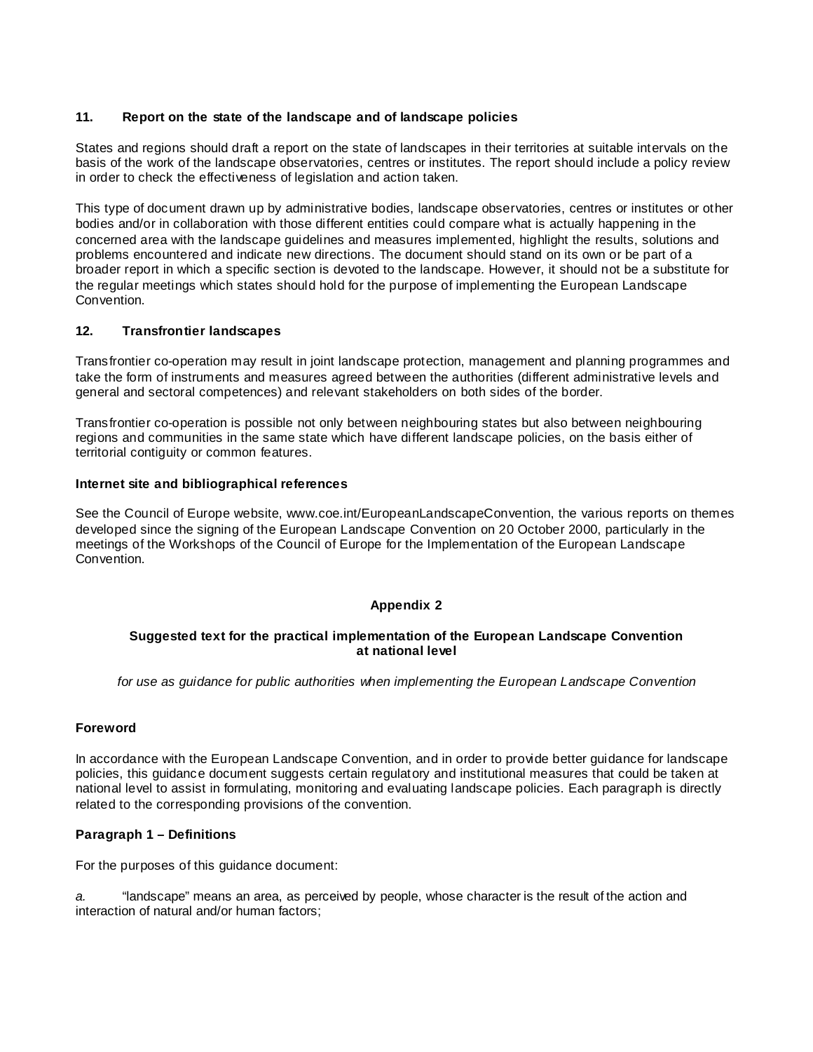### 11. Report on the state of the landscape and of landscape policies

States and regions should draft a report on the state of landscapes in their territories at suitable intervals on the basis of the work of the landscape observatories, centres or institutes. The report should include a policy review in order to check the effectiveness of legislation and action taken.

This type of document drawn up by administrative bodies, landscape observatories, centres or institutes or other bodies and/or in collaboration with those different entities could compare what is actually happening in the concerned area with the landscape guidelines and measures implemented, highlight the results, solutions and problems encountered and indicate new directions. The document should stand on its own or be part of a broader report in which a specific section is devoted to the landscape. However, it should not be a substitute for the regular meetings which states should hold for the purpose of implementing the European Landscape Convention.

### 12. Transfrontier landscapes

Transfrontier co-operation may result in joint landscape protection, management and planning programmes and take the form of instruments and measures agreed between the authorities (different administrative levels and general and sectoral competences) and relevant stakeholders on both sides of the border.

Transfrontier co-operation is possible not only between neighbouring states but also between neighbouring regions and communities in the same state which have different landscape policies, on the basis either of territorial contiguity or common features.

### Internet site and bibliographical references

See the Council of Europe website, www.coe.int/EuropeanLandscapeConvention, the various reports on themes developed since the signing of the European Landscape Convention on 20 October 2000, particularly in the meetings of the Workshops of the Council of Europe for the Implementation of the European Landscape Convention.

## Appendix 2

## Suggested text for the practical implementation of the European Landscape Convention at national level

*for use as guidance for public authorities when implementing the European Landscape Convention*

### Foreword

In accordance with the European Landscape Convention, and in order to provide better guidance for landscape policies, this guidance document suggests certain regulatory and institutional measures that could be taken at national level to assist in formulating, monitoring and evaluating landscape policies. Each paragraph is directly related to the corresponding provisions of the convention.

### Paragraph 1 – Definitions

For the purposes of this guidance document:

*a.* "landscape" means an area, as perceived by people, whose character is the result of the action and interaction of natural and/or human factors;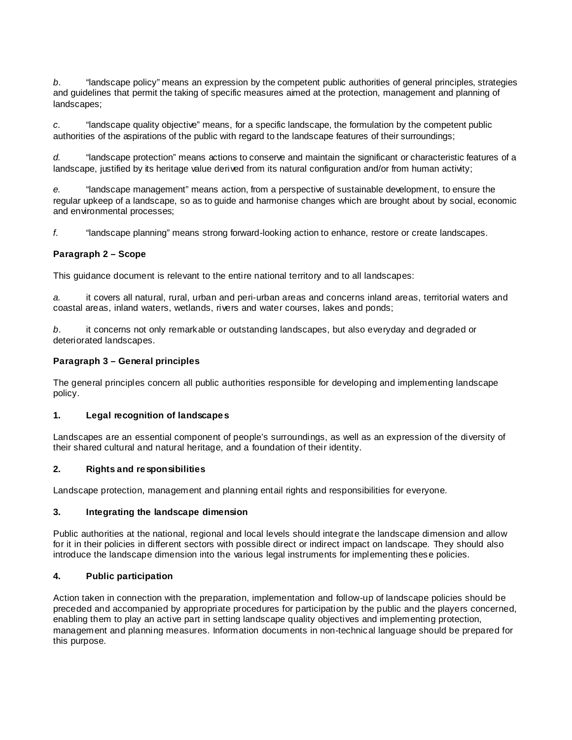*b*. "landscape policy" means an expression by the competent public authorities of general principles, strategies and guidelines that permit the taking of specific measures aimed at the protection, management and planning of landscapes;

*c*. "landscape quality objective" means, for a specific landscape, the formulation by the competent public authorities of the aspirations of the public with regard to the landscape features of their surroundings;

*d.* "landscape protection" means actions to conserve and maintain the significant or characteristic features of a landscape, justified by its heritage value derived from its natural configuration and/or from human activity;

*e.* "landscape management" means action, from a perspective of sustainable development, to ensure the regular upkeep of a landscape, so as to guide and harmonise changes which are brought about by social, economic and environmental processes;

*f.* "landscape planning" means strong forward-looking action to enhance, restore or create landscapes.

**Paragraph 2 – Scope**

This guidance document is relevant to the entire national territory and to all landscapes:

*a.* it covers all natural, rural, urban and peri-urban areas and concerns inland areas, territorial waters and coastal areas, inland waters, wetlands, rivers and water courses, lakes and ponds;

*b*. it concerns not only remarkable or outstanding landscapes, but also everyday and degraded or deteriorated landscapes.

**Paragraph 3 – General principles**

The general principles concern all public authorities responsible for developing and implementing landscape policy.

**1. Legal recognition of landscapes**

Landscapes are an essential component of people's surroundings, as well as an expression of the diversity of their shared cultural and natural heritage, and a foundation of their identity.

**2. Rights and responsibilities**

Landscape protection, management and planning entail rights and responsibilities for everyone.

**3. Integrating the landscape dimension**

Public authorities at the national, regional and local levels should integrate the landscape dimension and allow for it in their policies in different sectors with possible direct or indirect impact on landscape. They should also introduce the landscape dimension into the various legal instruments for implementing these policies.

**4. Public participation**

Action taken in connection with the preparation, implementation and follow-up of landscape policies should be preceded and accompanied by appropriate procedures for participation by the public and the players concerned, enabling them to play an active part in setting landscape quality objectives and implementing protection, management and planning measures. Information documents in non-technical language should be prepared for this purpose.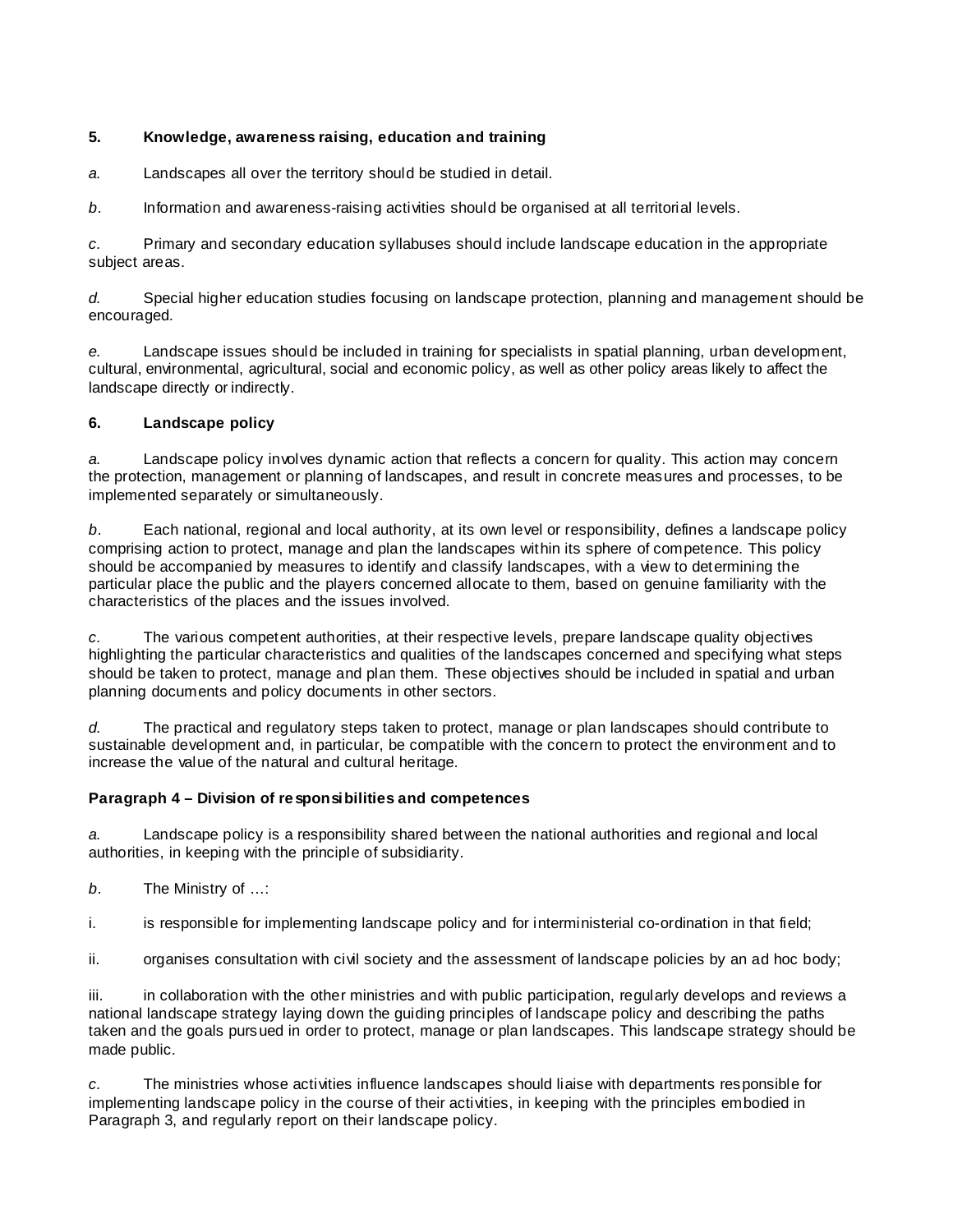**5. Knowledge, awareness raising, education and training**

*a.* Landscapes all over the territory should be studied in detail.

*b.* Information and awareness-raising activities should be organised at all territorial levels.

*c.* Primary and secondary education syllabuses should include landscape education in the appropriate subject areas.

*d.* Special higher education studies focusing on landscape protection, planning and management should be encouraged.

*e.* Landscape issues should be included in training for specialists in spatial planning, urban development, cultural, environmental, agricultural, social and economic policy, as well as other policy areas likely to affect the landscape directly or indirectly.

**6. Landscape policy**

*a.* Landscape policy involves dynamic action that reflects a concern for quality. This action may concern the protection, management or planning of landscapes, and result in concrete measures and processes, to be implemented separately or simultaneously.

*b.* Each national, regional and local authority, at its own level or responsibility, defines a landscape policy comprising action to protect, manage and plan the landscapes within its sphere of competence. This policy should be accompanied by measures to identify and classify landscapes, with a view to determining the particular place the public and the players concerned allocate to them, based on genuine familiarity with the characteristics of the places and the issues involved.

*c.* The various competent authorities, at their respective levels, prepare landscape quality objectives highlighting the particular characteristics and qualities of the landscapes concerned and specifying what steps should be taken to protect, manage and plan them. These objectives should be included in spatial and urban planning documents and policy documents in other sectors.

*d.* The practical and regulatory steps taken to protect, manage or plan landscapes should contribute to sustainable development and, in particular, be compatible with the concern to protect the environment and to increase the value of the natural and cultural heritage.

**Paragraph 4 – Division of responsibilities and competences**

*a.* Landscape policy is a responsibility shared between the national authorities and regional and local authorities, in keeping with the principle of subsidiarity.

*b.* The Ministry of …:

i. is responsible for implementing landscape policy and for interministerial co-ordination in that field;

ii. organises consultation with civil society and the assessment of landscape policies by an ad hoc body;

iii. in collaboration with the other ministries and with public participation, regularly develops and reviews a national landscape strategy laying down the guiding principles of landscape policy and describing the paths taken and the goals pursued in order to protect, manage or plan landscapes. This landscape strategy should be made public.

*c.* The ministries whose activities influence landscapes should liaise with departments responsible for implementing landscape policy in the course of their activities, in keeping with the principles embodied in Paragraph 3, and regularly report on their landscape policy.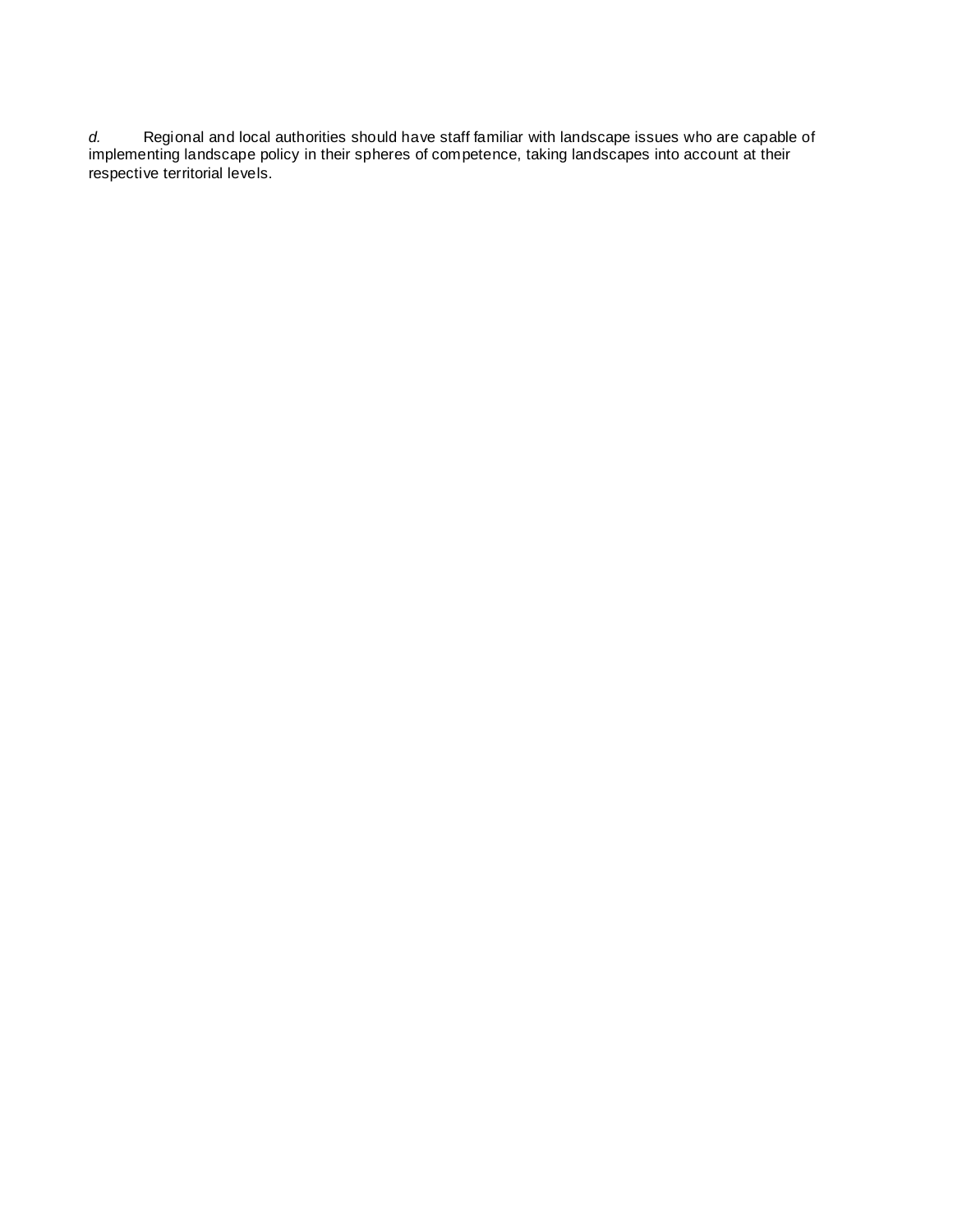*d.* Regional and local authorities should have staff familiar with landscape issues who are capable of implementing landscape policy in their spheres of competence, taking landscapes into account at their respective territorial levels.